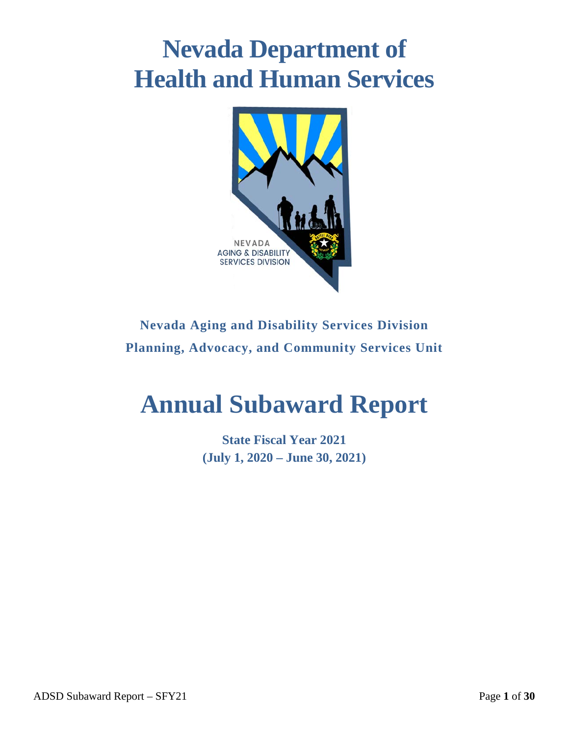# Nevada Department of Health and Human Services

NEVADA AGING & DISABILITY SERVICES DIVISION

**Nevada Aging and Disability Services Division**

**Planning, Advocacy, and Community Services Unit**

# Annual Subaward Report

**State Fiscal Year 2021**
**(July 1, 2020 – June 30, 2021)**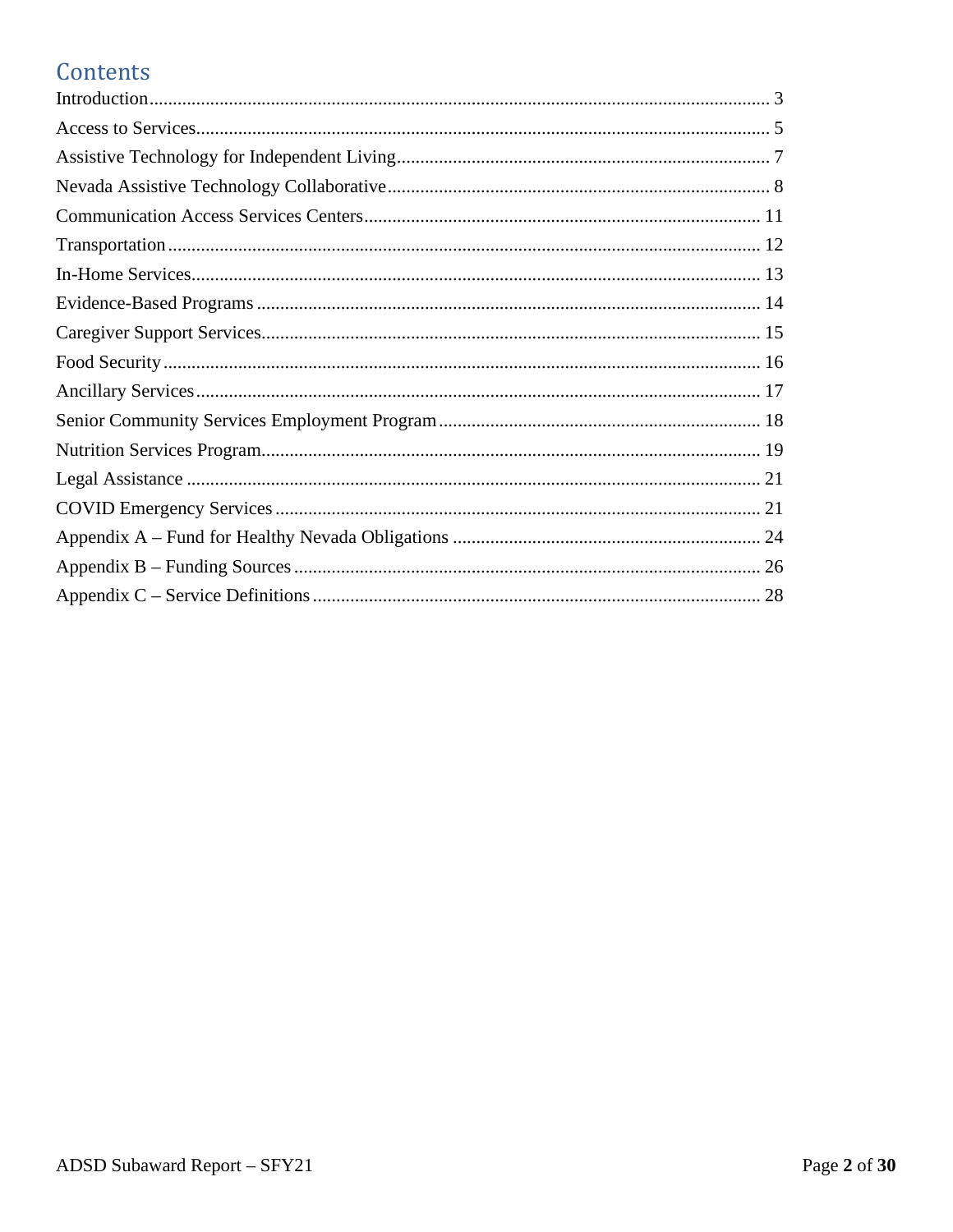# Contents

Introduction .................................................................................................................................. 3
Access to Services ........................................................................................................................ 5
Assistive Technology for Independent Living ............................................................................. 7
Nevada Assistive Technology Collaborative ................................................................................. 8
Communication Access Services Centers .................................................................................. 11
Transportation ............................................................................................................................ 12
In-Home Services ....................................................................................................................... 13
Evidence-Based Programs .......................................................................................................... 14
Caregiver Support Services ........................................................................................................ 15
Food Security .............................................................................................................................. 16
Ancillary Services ....................................................................................................................... 17
Senior Community Services Employment Program ................................................................... 18
Nutrition Services Program ........................................................................................................ 19
Legal Assistance ......................................................................................................................... 21
COVID Emergency Services ...................................................................................................... 21
Appendix A – Fund for Healthy Nevada Obligations ................................................................ 24
Appendix B – Funding Sources .................................................................................................. 26
Appendix C – Service Definitions .............................................................................................. 28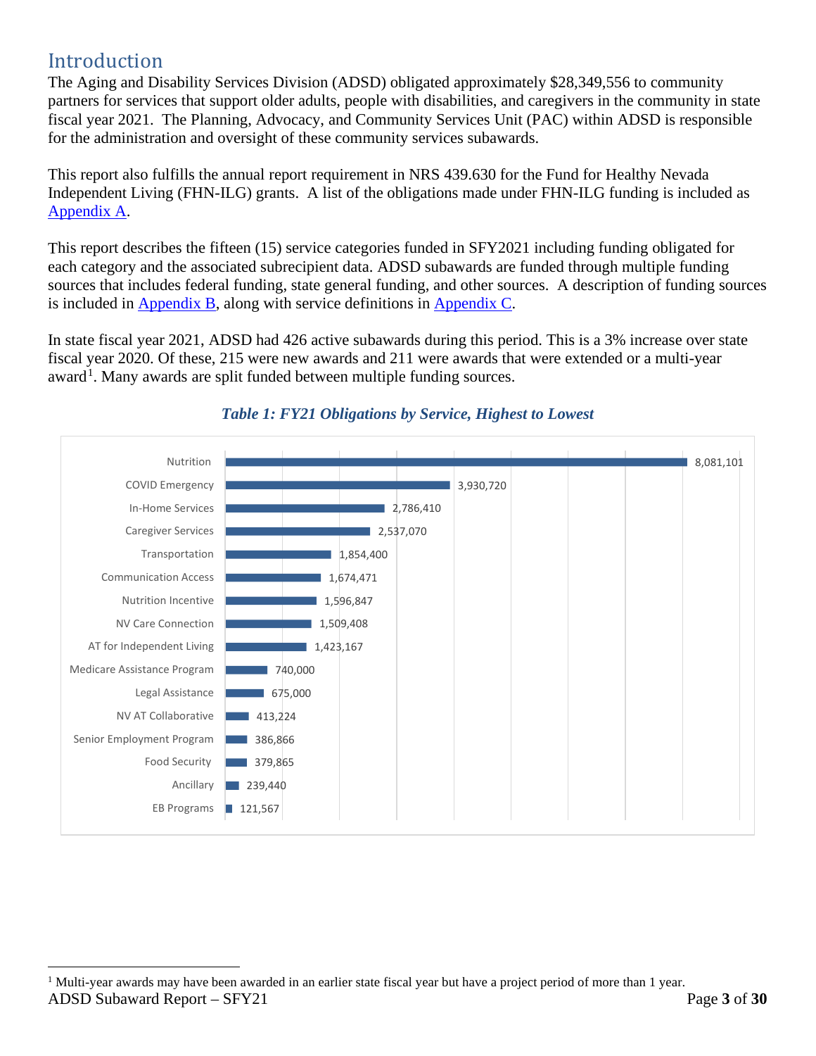## Introduction

The Aging and Disability Services Division (ADSD) obligated approximately $28,349,556 to community partners for services that support older adults, people with disabilities, and caregivers in the community in state fiscal year 2021. The Planning, Advocacy, and Community Services Unit (PAC) within ADSD is responsible for the administration and oversight of these community services subawards.

This report also fulfills the annual report requirement in NRS 439.630 for the Fund for Healthy Nevada Independent Living (FHN-ILG) grants. A list of the obligations made under FHN-ILG funding is included as Appendix A.

This report describes the fifteen (15) service categories funded in SFY2021 including funding obligated for each category and the associated subrecipient data. ADSD subawards are funded through multiple funding sources that includes federal funding, state general funding, and other sources. A description of funding sources is included in Appendix B, along with service definitions in Appendix C.

In state fiscal year 2021, ADSD had 426 active subawards during this period. This is a 3% increase over state fiscal year 2020. Of these, 215 were new awards and 211 were awards that were extended or a multi-year award[1]. Many awards are split funded between multiple funding sources.

***Table 1: FY21 Obligations by Service, Highest to Lowest***

| Service | Obligation |
|---|---|
| Nutrition | 8,081,101 |
| COVID Emergency | 3,930,720 |
| In-Home Services | 2,786,410 |
| Caregiver Services | 2,537,070 |
| Transportation | 1,854,400 |
| Communication Access | 1,674,471 |
| Nutrition Incentive | 1,596,847 |
| NV Care Connection | 1,509,408 |
| AT for Independent Living | 1,423,167 |
| Medicare Assistance Program | 740,000 |
| Legal Assistance | 675,000 |
| NV AT Collaborative | 413,224 |
| Senior Employment Program | 386,866 |
| Food Security | 379,865 |
| Ancillary | 239,440 |
| EB Programs | 121,567 |

[1] Multi-year awards may have been awarded in an earlier state fiscal year but have a project period of more than 1 year.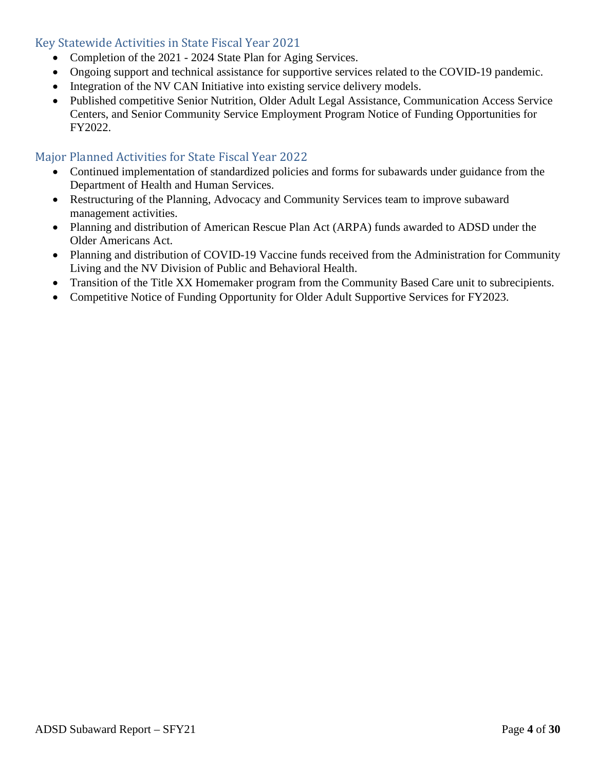## Key Statewide Activities in State Fiscal Year 2021

- Completion of the 2021 - 2024 State Plan for Aging Services.
- Ongoing support and technical assistance for supportive services related to the COVID-19 pandemic.
- Integration of the NV CAN Initiative into existing service delivery models.
- Published competitive Senior Nutrition, Older Adult Legal Assistance, Communication Access Service Centers, and Senior Community Service Employment Program Notice of Funding Opportunities for FY2022.

## Major Planned Activities for State Fiscal Year 2022

- Continued implementation of standardized policies and forms for subawards under guidance from the Department of Health and Human Services.
- Restructuring of the Planning, Advocacy and Community Services team to improve subaward management activities.
- Planning and distribution of American Rescue Plan Act (ARPA) funds awarded to ADSD under the Older Americans Act.
- Planning and distribution of COVID-19 Vaccine funds received from the Administration for Community Living and the NV Division of Public and Behavioral Health.
- Transition of the Title XX Homemaker program from the Community Based Care unit to subrecipients.
- Competitive Notice of Funding Opportunity for Older Adult Supportive Services for FY2023.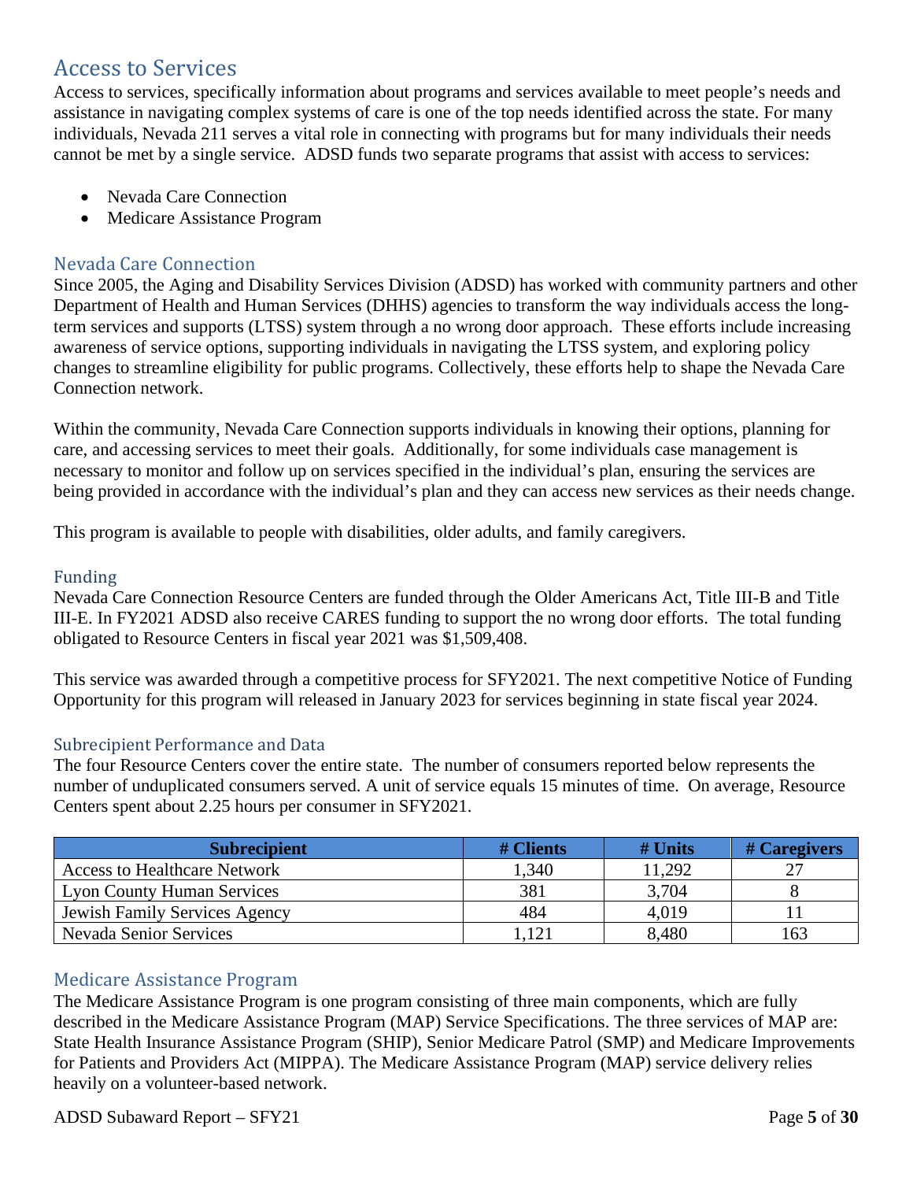## Access to Services

Access to services, specifically information about programs and services available to meet people's needs and assistance in navigating complex systems of care is one of the top needs identified across the state. For many individuals, Nevada 211 serves a vital role in connecting with programs but for many individuals their needs cannot be met by a single service. ADSD funds two separate programs that assist with access to services:

- Nevada Care Connection
- Medicare Assistance Program

### Nevada Care Connection

Since 2005, the Aging and Disability Services Division (ADSD) has worked with community partners and other Department of Health and Human Services (DHHS) agencies to transform the way individuals access the long-term services and supports (LTSS) system through a no wrong door approach. These efforts include increasing awareness of service options, supporting individuals in navigating the LTSS system, and exploring policy changes to streamline eligibility for public programs. Collectively, these efforts help to shape the Nevada Care Connection network.

Within the community, Nevada Care Connection supports individuals in knowing their options, planning for care, and accessing services to meet their goals. Additionally, for some individuals case management is necessary to monitor and follow up on services specified in the individual's plan, ensuring the services are being provided in accordance with the individual's plan and they can access new services as their needs change.

This program is available to people with disabilities, older adults, and family caregivers.

#### Funding

Nevada Care Connection Resource Centers are funded through the Older Americans Act, Title III-B and Title III-E. In FY2021 ADSD also receive CARES funding to support the no wrong door efforts. The total funding obligated to Resource Centers in fiscal year 2021 was $1,509,408.

This service was awarded through a competitive process for SFY2021. The next competitive Notice of Funding Opportunity for this program will released in January 2023 for services beginning in state fiscal year 2024.

#### Subrecipient Performance and Data

The four Resource Centers cover the entire state. The number of consumers reported below represents the number of unduplicated consumers served. A unit of service equals 15 minutes of time. On average, Resource Centers spent about 2.25 hours per consumer in SFY2021.

| Subrecipient | # Clients | # Units | # Caregivers |
|---|---|---|---|
| Access to Healthcare Network | 1,340 | 11,292 | 27 |
| Lyon County Human Services | 381 | 3,704 | 8 |
| Jewish Family Services Agency | 484 | 4,019 | 11 |
| Nevada Senior Services | 1,121 | 8,480 | 163 |

### Medicare Assistance Program

The Medicare Assistance Program is one program consisting of three main components, which are fully described in the Medicare Assistance Program (MAP) Service Specifications. The three services of MAP are: State Health Insurance Assistance Program (SHIP), Senior Medicare Patrol (SMP) and Medicare Improvements for Patients and Providers Act (MIPPA). The Medicare Assistance Program (MAP) service delivery relies heavily on a volunteer-based network.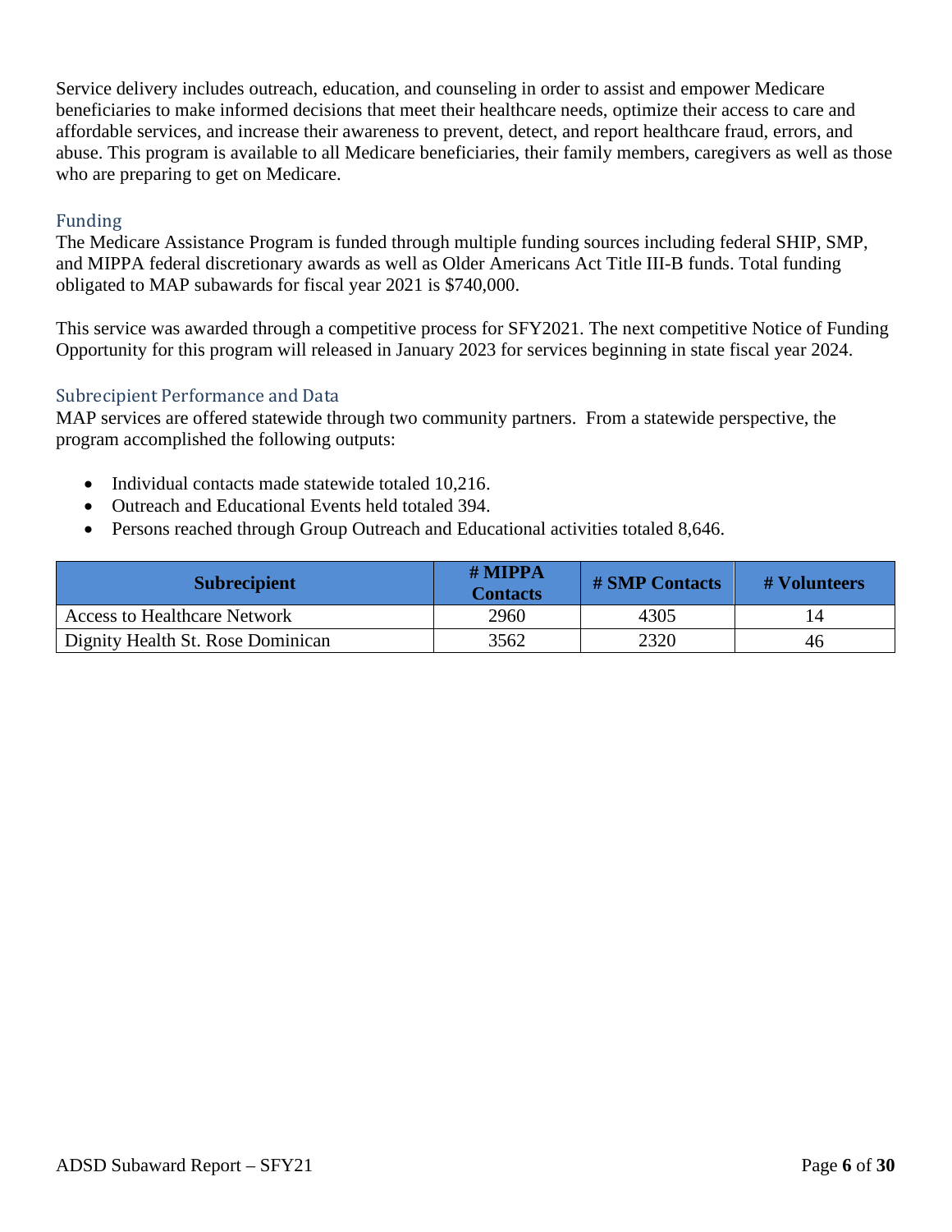Service delivery includes outreach, education, and counseling in order to assist and empower Medicare beneficiaries to make informed decisions that meet their healthcare needs, optimize their access to care and affordable services, and increase their awareness to prevent, detect, and report healthcare fraud, errors, and abuse. This program is available to all Medicare beneficiaries, their family members, caregivers as well as those who are preparing to get on Medicare.

### Funding

The Medicare Assistance Program is funded through multiple funding sources including federal SHIP, SMP, and MIPPA federal discretionary awards as well as Older Americans Act Title III-B funds. Total funding obligated to MAP subawards for fiscal year 2021 is $740,000.

This service was awarded through a competitive process for SFY2021. The next competitive Notice of Funding Opportunity for this program will released in January 2023 for services beginning in state fiscal year 2024.

### Subrecipient Performance and Data

MAP services are offered statewide through two community partners. From a statewide perspective, the program accomplished the following outputs:

- Individual contacts made statewide totaled 10,216.
- Outreach and Educational Events held totaled 394.
- Persons reached through Group Outreach and Educational activities totaled 8,646.

| Subrecipient | # MIPPA Contacts | # SMP Contacts | # Volunteers |
|---|---|---|---|
| Access to Healthcare Network | 2960 | 4305 | 14 |
| Dignity Health St. Rose Dominican | 3562 | 2320 | 46 |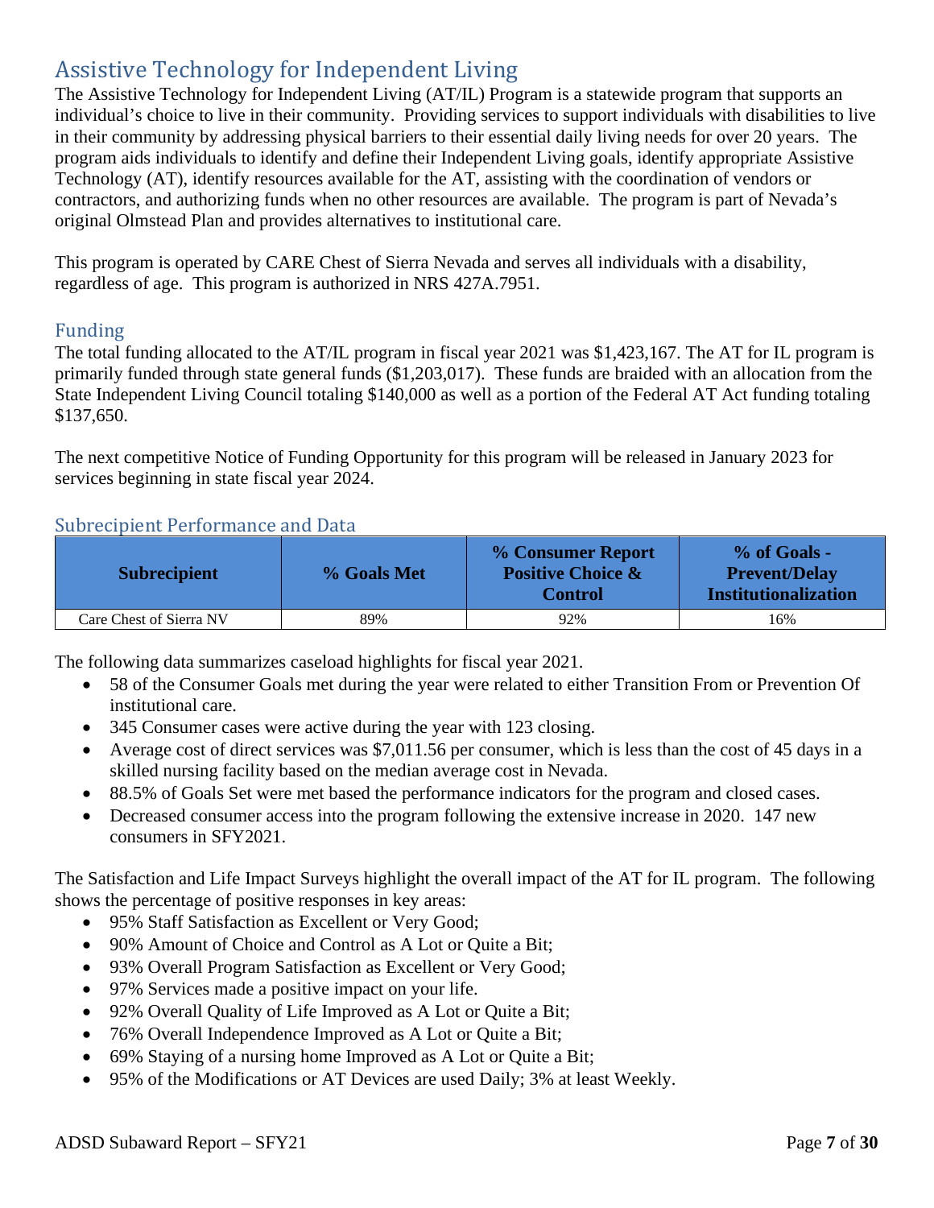# Assistive Technology for Independent Living

The Assistive Technology for Independent Living (AT/IL) Program is a statewide program that supports an individual's choice to live in their community. Providing services to support individuals with disabilities to live in their community by addressing physical barriers to their essential daily living needs for over 20 years. The program aids individuals to identify and define their Independent Living goals, identify appropriate Assistive Technology (AT), identify resources available for the AT, assisting with the coordination of vendors or contractors, and authorizing funds when no other resources are available. The program is part of Nevada's original Olmstead Plan and provides alternatives to institutional care.

This program is operated by CARE Chest of Sierra Nevada and serves all individuals with a disability, regardless of age. This program is authorized in NRS 427A.7951.

## Funding

The total funding allocated to the AT/IL program in fiscal year 2021 was $1,423,167. The AT for IL program is primarily funded through state general funds ($1,203,017). These funds are braided with an allocation from the State Independent Living Council totaling $140,000 as well as a portion of the Federal AT Act funding totaling $137,650.

The next competitive Notice of Funding Opportunity for this program will be released in January 2023 for services beginning in state fiscal year 2024.

## Subrecipient Performance and Data

| Subrecipient | % Goals Met | % Consumer Report Positive Choice & Control | % of Goals - Prevent/Delay Institutionalization |
|---|---|---|---|
| Care Chest of Sierra NV | 89% | 92% | 16% |

The following data summarizes caseload highlights for fiscal year 2021.

- 58 of the Consumer Goals met during the year were related to either Transition From or Prevention Of institutional care.
- 345 Consumer cases were active during the year with 123 closing.
- Average cost of direct services was $7,011.56 per consumer, which is less than the cost of 45 days in a skilled nursing facility based on the median average cost in Nevada.
- 88.5% of Goals Set were met based the performance indicators for the program and closed cases.
- Decreased consumer access into the program following the extensive increase in 2020. 147 new consumers in SFY2021.

The Satisfaction and Life Impact Surveys highlight the overall impact of the AT for IL program. The following shows the percentage of positive responses in key areas:

- 95% Staff Satisfaction as Excellent or Very Good;
- 90% Amount of Choice and Control as A Lot or Quite a Bit;
- 93% Overall Program Satisfaction as Excellent or Very Good;
- 97% Services made a positive impact on your life.
- 92% Overall Quality of Life Improved as A Lot or Quite a Bit;
- 76% Overall Independence Improved as A Lot or Quite a Bit;
- 69% Staying of a nursing home Improved as A Lot or Quite a Bit;
- 95% of the Modifications or AT Devices are used Daily; 3% at least Weekly.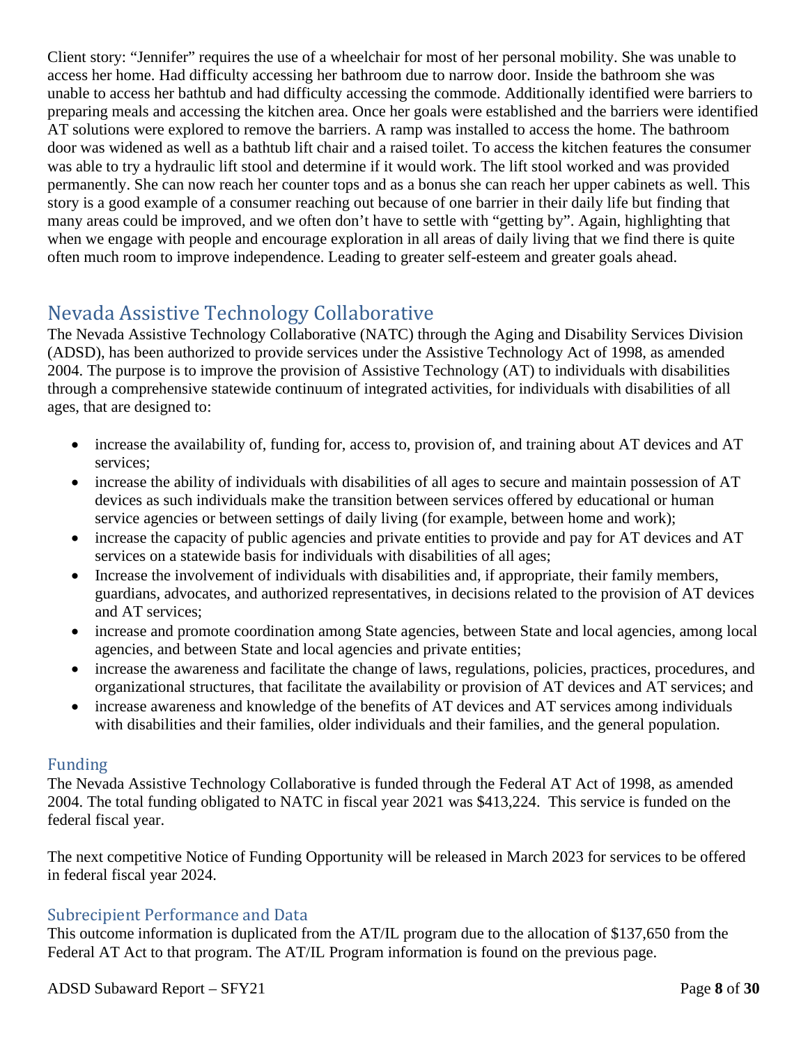Client story: "Jennifer" requires the use of a wheelchair for most of her personal mobility. She was unable to access her home. Had difficulty accessing her bathroom due to narrow door. Inside the bathroom she was unable to access her bathtub and had difficulty accessing the commode. Additionally identified were barriers to preparing meals and accessing the kitchen area. Once her goals were established and the barriers were identified AT solutions were explored to remove the barriers. A ramp was installed to access the home. The bathroom door was widened as well as a bathtub lift chair and a raised toilet. To access the kitchen features the consumer was able to try a hydraulic lift stool and determine if it would work. The lift stool worked and was provided permanently. She can now reach her counter tops and as a bonus she can reach her upper cabinets as well. This story is a good example of a consumer reaching out because of one barrier in their daily life but finding that many areas could be improved, and we often don't have to settle with "getting by". Again, highlighting that when we engage with people and encourage exploration in all areas of daily living that we find there is quite often much room to improve independence. Leading to greater self-esteem and greater goals ahead.

## Nevada Assistive Technology Collaborative

The Nevada Assistive Technology Collaborative (NATC) through the Aging and Disability Services Division (ADSD), has been authorized to provide services under the Assistive Technology Act of 1998, as amended 2004. The purpose is to improve the provision of Assistive Technology (AT) to individuals with disabilities through a comprehensive statewide continuum of integrated activities, for individuals with disabilities of all ages, that are designed to:

- increase the availability of, funding for, access to, provision of, and training about AT devices and AT services;
- increase the ability of individuals with disabilities of all ages to secure and maintain possession of AT devices as such individuals make the transition between services offered by educational or human service agencies or between settings of daily living (for example, between home and work);
- increase the capacity of public agencies and private entities to provide and pay for AT devices and AT services on a statewide basis for individuals with disabilities of all ages;
- Increase the involvement of individuals with disabilities and, if appropriate, their family members, guardians, advocates, and authorized representatives, in decisions related to the provision of AT devices and AT services;
- increase and promote coordination among State agencies, between State and local agencies, among local agencies, and between State and local agencies and private entities;
- increase the awareness and facilitate the change of laws, regulations, policies, practices, procedures, and organizational structures, that facilitate the availability or provision of AT devices and AT services; and
- increase awareness and knowledge of the benefits of AT devices and AT services among individuals with disabilities and their families, older individuals and their families, and the general population.

### Funding

The Nevada Assistive Technology Collaborative is funded through the Federal AT Act of 1998, as amended 2004. The total funding obligated to NATC in fiscal year 2021 was $413,224. This service is funded on the federal fiscal year.

The next competitive Notice of Funding Opportunity will be released in March 2023 for services to be offered in federal fiscal year 2024.

### Subrecipient Performance and Data

This outcome information is duplicated from the AT/IL program due to the allocation of $137,650 from the Federal AT Act to that program. The AT/IL Program information is found on the previous page.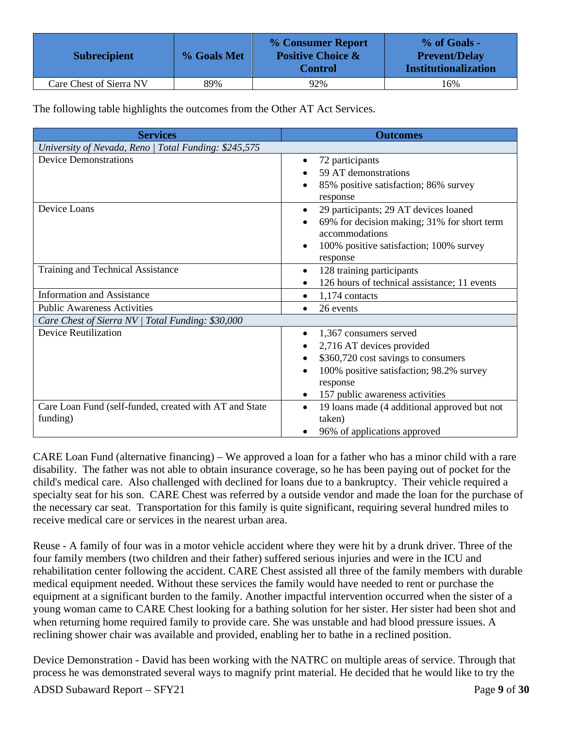| Subrecipient | % Goals Met | % Consumer Report Positive Choice & Control | % of Goals - Prevent/Delay Institutionalization |
|---|---|---|---|
| Care Chest of Sierra NV | 89% | 92% | 16% |

The following table highlights the outcomes from the Other AT Act Services.

| Services | Outcomes |
|---|---|
| *University of Nevada, Reno \| Total Funding: $245,575* | |
| Device Demonstrations | • 72 participants<br>• 59 AT demonstrations<br>• 85% positive satisfaction; 86% survey response |
| Device Loans | • 29 participants; 29 AT devices loaned<br>• 69% for decision making; 31% for short term accommodations<br>• 100% positive satisfaction; 100% survey response |
| Training and Technical Assistance | • 128 training participants<br>• 126 hours of technical assistance; 11 events |
| Information and Assistance | • 1,174 contacts |
| Public Awareness Activities | • 26 events |
| *Care Chest of Sierra NV \| Total Funding: $30,000* | |
| Device Reutilization | • 1,367 consumers served<br>• 2,716 AT devices provided<br>• $360,720 cost savings to consumers<br>• 100% positive satisfaction; 98.2% survey response<br>• 157 public awareness activities |
| Care Loan Fund (self-funded, created with AT and State funding) | • 19 loans made (4 additional approved but not taken)<br>• 96% of applications approved |

CARE Loan Fund (alternative financing) – We approved a loan for a father who has a minor child with a rare disability. The father was not able to obtain insurance coverage, so he has been paying out of pocket for the child's medical care. Also challenged with declined for loans due to a bankruptcy. Their vehicle required a specialty seat for his son. CARE Chest was referred by a outside vendor and made the loan for the purchase of the necessary car seat. Transportation for this family is quite significant, requiring several hundred miles to receive medical care or services in the nearest urban area.

Reuse - A family of four was in a motor vehicle accident where they were hit by a drunk driver. Three of the four family members (two children and their father) suffered serious injuries and were in the ICU and rehabilitation center following the accident. CARE Chest assisted all three of the family members with durable medical equipment needed. Without these services the family would have needed to rent or purchase the equipment at a significant burden to the family. Another impactful intervention occurred when the sister of a young woman came to CARE Chest looking for a bathing solution for her sister. Her sister had been shot and when returning home required family to provide care. She was unstable and had blood pressure issues. A reclining shower chair was available and provided, enabling her to bathe in a reclined position.

Device Demonstration - David has been working with the NATRC on multiple areas of service. Through that process he was demonstrated several ways to magnify print material. He decided that he would like to try the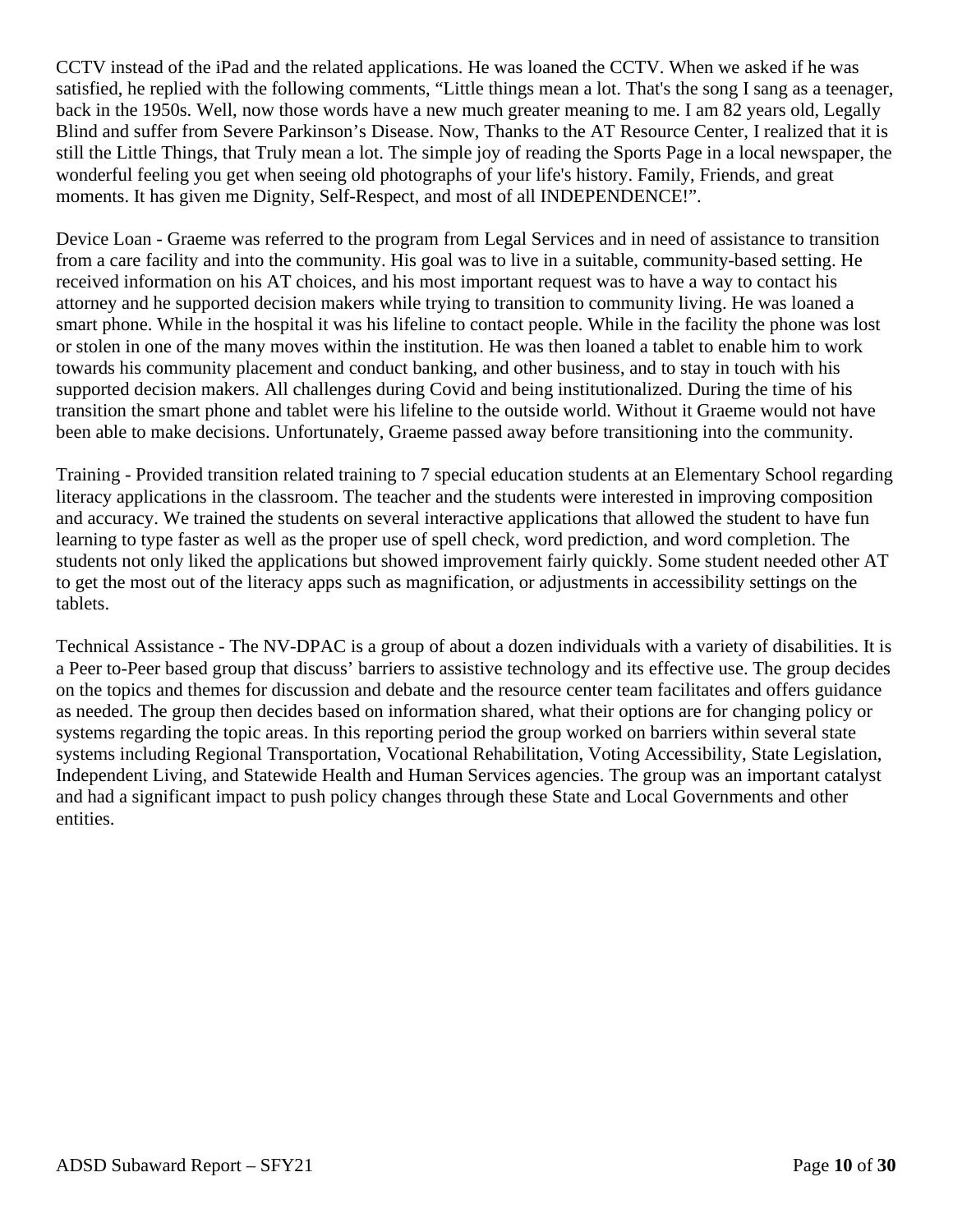CCTV instead of the iPad and the related applications. He was loaned the CCTV. When we asked if he was satisfied, he replied with the following comments, "Little things mean a lot. That's the song I sang as a teenager, back in the 1950s. Well, now those words have a new much greater meaning to me. I am 82 years old, Legally Blind and suffer from Severe Parkinson's Disease. Now, Thanks to the AT Resource Center, I realized that it is still the Little Things, that Truly mean a lot. The simple joy of reading the Sports Page in a local newspaper, the wonderful feeling you get when seeing old photographs of your life's history. Family, Friends, and great moments. It has given me Dignity, Self-Respect, and most of all INDEPENDENCE!".

Device Loan - Graeme was referred to the program from Legal Services and in need of assistance to transition from a care facility and into the community. His goal was to live in a suitable, community-based setting. He received information on his AT choices, and his most important request was to have a way to contact his attorney and he supported decision makers while trying to transition to community living. He was loaned a smart phone. While in the hospital it was his lifeline to contact people. While in the facility the phone was lost or stolen in one of the many moves within the institution. He was then loaned a tablet to enable him to work towards his community placement and conduct banking, and other business, and to stay in touch with his supported decision makers. All challenges during Covid and being institutionalized. During the time of his transition the smart phone and tablet were his lifeline to the outside world. Without it Graeme would not have been able to make decisions. Unfortunately, Graeme passed away before transitioning into the community.

Training - Provided transition related training to 7 special education students at an Elementary School regarding literacy applications in the classroom. The teacher and the students were interested in improving composition and accuracy. We trained the students on several interactive applications that allowed the student to have fun learning to type faster as well as the proper use of spell check, word prediction, and word completion. The students not only liked the applications but showed improvement fairly quickly. Some student needed other AT to get the most out of the literacy apps such as magnification, or adjustments in accessibility settings on the tablets.

Technical Assistance - The NV-DPAC is a group of about a dozen individuals with a variety of disabilities. It is a Peer to-Peer based group that discuss' barriers to assistive technology and its effective use. The group decides on the topics and themes for discussion and debate and the resource center team facilitates and offers guidance as needed. The group then decides based on information shared, what their options are for changing policy or systems regarding the topic areas. In this reporting period the group worked on barriers within several state systems including Regional Transportation, Vocational Rehabilitation, Voting Accessibility, State Legislation, Independent Living, and Statewide Health and Human Services agencies. The group was an important catalyst and had a significant impact to push policy changes through these State and Local Governments and other entities.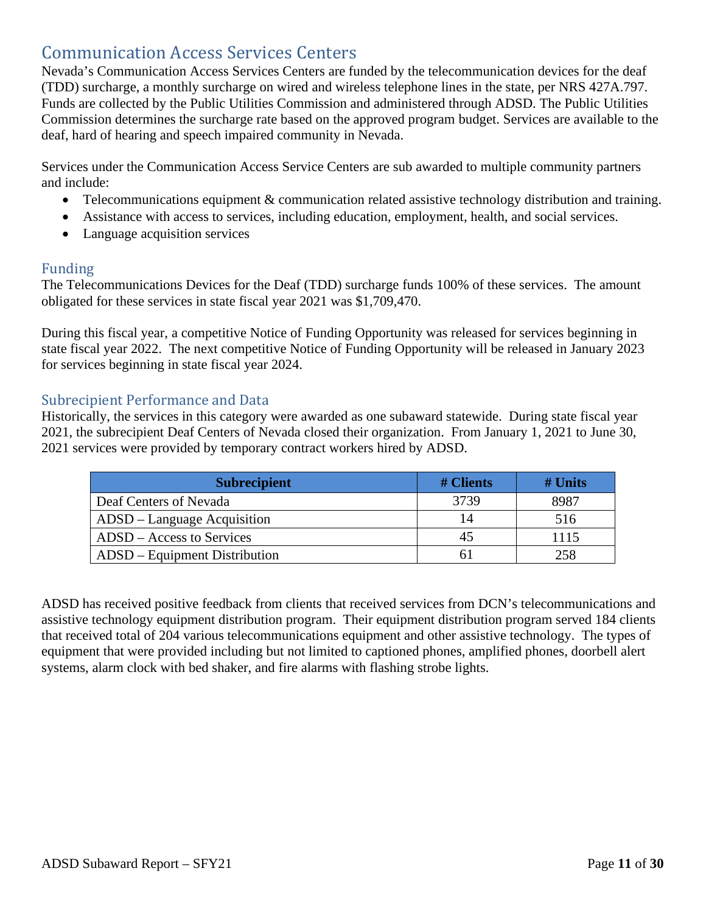# Communication Access Services Centers

Nevada's Communication Access Services Centers are funded by the telecommunication devices for the deaf (TDD) surcharge, a monthly surcharge on wired and wireless telephone lines in the state, per NRS 427A.797. Funds are collected by the Public Utilities Commission and administered through ADSD. The Public Utilities Commission determines the surcharge rate based on the approved program budget. Services are available to the deaf, hard of hearing and speech impaired community in Nevada.

Services under the Communication Access Service Centers are sub awarded to multiple community partners and include:

- Telecommunications equipment & communication related assistive technology distribution and training.
- Assistance with access to services, including education, employment, health, and social services.
- Language acquisition services

## Funding

The Telecommunications Devices for the Deaf (TDD) surcharge funds 100% of these services. The amount obligated for these services in state fiscal year 2021 was $1,709,470.

During this fiscal year, a competitive Notice of Funding Opportunity was released for services beginning in state fiscal year 2022. The next competitive Notice of Funding Opportunity will be released in January 2023 for services beginning in state fiscal year 2024.

## Subrecipient Performance and Data

Historically, the services in this category were awarded as one subaward statewide. During state fiscal year 2021, the subrecipient Deaf Centers of Nevada closed their organization. From January 1, 2021 to June 30, 2021 services were provided by temporary contract workers hired by ADSD.

| Subrecipient | # Clients | # Units |
|---|---|---|
| Deaf Centers of Nevada | 3739 | 8987 |
| ADSD – Language Acquisition | 14 | 516 |
| ADSD – Access to Services | 45 | 1115 |
| ADSD – Equipment Distribution | 61 | 258 |

ADSD has received positive feedback from clients that received services from DCN's telecommunications and assistive technology equipment distribution program. Their equipment distribution program served 184 clients that received total of 204 various telecommunications equipment and other assistive technology. The types of equipment that were provided including but not limited to captioned phones, amplified phones, doorbell alert systems, alarm clock with bed shaker, and fire alarms with flashing strobe lights.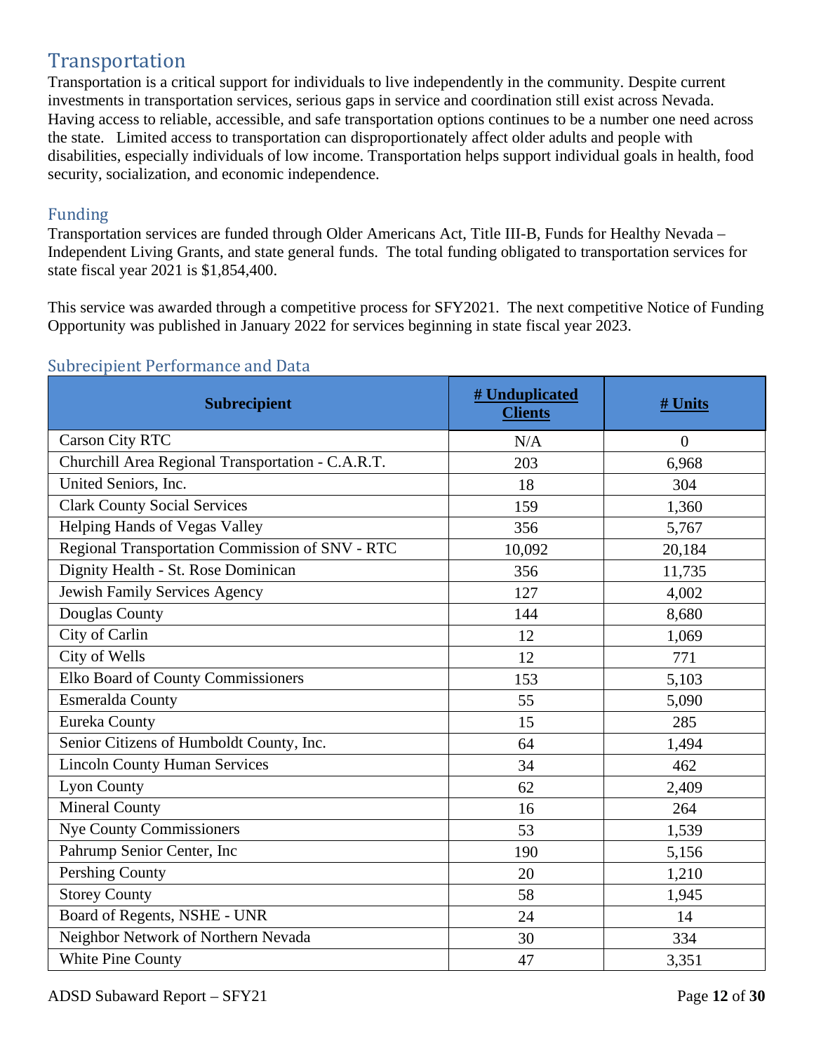## Transportation

Transportation is a critical support for individuals to live independently in the community. Despite current investments in transportation services, serious gaps in service and coordination still exist across Nevada. Having access to reliable, accessible, and safe transportation options continues to be a number one need across the state. Limited access to transportation can disproportionately affect older adults and people with disabilities, especially individuals of low income. Transportation helps support individual goals in health, food security, socialization, and economic independence.

### Funding

Transportation services are funded through Older Americans Act, Title III-B, Funds for Healthy Nevada – Independent Living Grants, and state general funds. The total funding obligated to transportation services for state fiscal year 2021 is $1,854,400.

This service was awarded through a competitive process for SFY2021. The next competitive Notice of Funding Opportunity was published in January 2022 for services beginning in state fiscal year 2023.

### Subrecipient Performance and Data

| Subrecipient | # Unduplicated Clients | # Units |
|---|---|---|
| Carson City RTC | N/A | 0 |
| Churchill Area Regional Transportation - C.A.R.T. | 203 | 6,968 |
| United Seniors, Inc. | 18 | 304 |
| Clark County Social Services | 159 | 1,360 |
| Helping Hands of Vegas Valley | 356 | 5,767 |
| Regional Transportation Commission of SNV - RTC | 10,092 | 20,184 |
| Dignity Health - St. Rose Dominican | 356 | 11,735 |
| Jewish Family Services Agency | 127 | 4,002 |
| Douglas County | 144 | 8,680 |
| City of Carlin | 12 | 1,069 |
| City of Wells | 12 | 771 |
| Elko Board of County Commissioners | 153 | 5,103 |
| Esmeralda County | 55 | 5,090 |
| Eureka County | 15 | 285 |
| Senior Citizens of Humboldt County, Inc. | 64 | 1,494 |
| Lincoln County Human Services | 34 | 462 |
| Lyon County | 62 | 2,409 |
| Mineral County | 16 | 264 |
| Nye County Commissioners | 53 | 1,539 |
| Pahrump Senior Center, Inc | 190 | 5,156 |
| Pershing County | 20 | 1,210 |
| Storey County | 58 | 1,945 |
| Board of Regents, NSHE - UNR | 24 | 14 |
| Neighbor Network of Northern Nevada | 30 | 334 |
| White Pine County | 47 | 3,351 |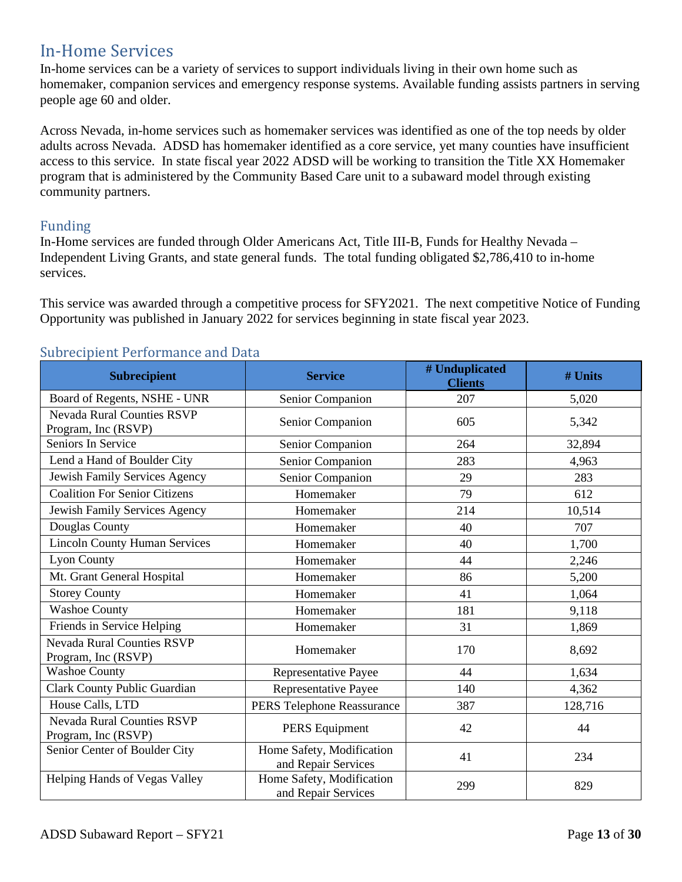## In-Home Services

In-home services can be a variety of services to support individuals living in their own home such as homemaker, companion services and emergency response systems. Available funding assists partners in serving people age 60 and older.

Across Nevada, in-home services such as homemaker services was identified as one of the top needs by older adults across Nevada. ADSD has homemaker identified as a core service, yet many counties have insufficient access to this service. In state fiscal year 2022 ADSD will be working to transition the Title XX Homemaker program that is administered by the Community Based Care unit to a subaward model through existing community partners.

### Funding

In-Home services are funded through Older Americans Act, Title III-B, Funds for Healthy Nevada – Independent Living Grants, and state general funds. The total funding obligated $2,786,410 to in-home services.

This service was awarded through a competitive process for SFY2021. The next competitive Notice of Funding Opportunity was published in January 2022 for services beginning in state fiscal year 2023.

### Subrecipient Performance and Data

| Subrecipient | Service | # Unduplicated Clients | # Units |
|---|---|---|---|
| Board of Regents, NSHE - UNR | Senior Companion | 207 | 5,020 |
| Nevada Rural Counties RSVP Program, Inc (RSVP) | Senior Companion | 605 | 5,342 |
| Seniors In Service | Senior Companion | 264 | 32,894 |
| Lend a Hand of Boulder City | Senior Companion | 283 | 4,963 |
| Jewish Family Services Agency | Senior Companion | 29 | 283 |
| Coalition For Senior Citizens | Homemaker | 79 | 612 |
| Jewish Family Services Agency | Homemaker | 214 | 10,514 |
| Douglas County | Homemaker | 40 | 707 |
| Lincoln County Human Services | Homemaker | 40 | 1,700 |
| Lyon County | Homemaker | 44 | 2,246 |
| Mt. Grant General Hospital | Homemaker | 86 | 5,200 |
| Storey County | Homemaker | 41 | 1,064 |
| Washoe County | Homemaker | 181 | 9,118 |
| Friends in Service Helping | Homemaker | 31 | 1,869 |
| Nevada Rural Counties RSVP Program, Inc (RSVP) | Homemaker | 170 | 8,692 |
| Washoe County | Representative Payee | 44 | 1,634 |
| Clark County Public Guardian | Representative Payee | 140 | 4,362 |
| House Calls, LTD | PERS Telephone Reassurance | 387 | 128,716 |
| Nevada Rural Counties RSVP Program, Inc (RSVP) | PERS Equipment | 42 | 44 |
| Senior Center of Boulder City | Home Safety, Modification and Repair Services | 41 | 234 |
| Helping Hands of Vegas Valley | Home Safety, Modification and Repair Services | 299 | 829 |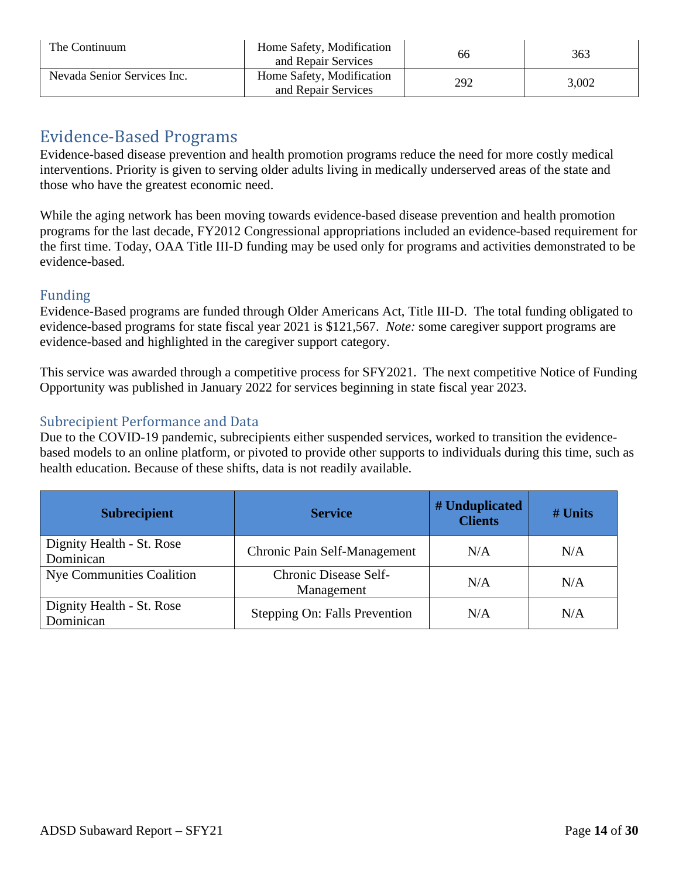| The Continuum | Home Safety, Modification and Repair Services | 66 | 363 |
|---|---|---|---|
| Nevada Senior Services Inc. | Home Safety, Modification and Repair Services | 292 | 3,002 |

## Evidence-Based Programs

Evidence-based disease prevention and health promotion programs reduce the need for more costly medical interventions. Priority is given to serving older adults living in medically underserved areas of the state and those who have the greatest economic need.

While the aging network has been moving towards evidence-based disease prevention and health promotion programs for the last decade, FY2012 Congressional appropriations included an evidence-based requirement for the first time. Today, OAA Title III-D funding may be used only for programs and activities demonstrated to be evidence-based.

### Funding

Evidence-Based programs are funded through Older Americans Act, Title III-D. The total funding obligated to evidence-based programs for state fiscal year 2021 is $121,567. *Note:* some caregiver support programs are evidence-based and highlighted in the caregiver support category.

This service was awarded through a competitive process for SFY2021. The next competitive Notice of Funding Opportunity was published in January 2022 for services beginning in state fiscal year 2023.

### Subrecipient Performance and Data

Due to the COVID-19 pandemic, subrecipients either suspended services, worked to transition the evidence-based models to an online platform, or pivoted to provide other supports to individuals during this time, such as health education. Because of these shifts, data is not readily available.

| Subrecipient | Service | # Unduplicated Clients | # Units |
|---|---|---|---|
| Dignity Health - St. Rose Dominican | Chronic Pain Self-Management | N/A | N/A |
| Nye Communities Coalition | Chronic Disease Self-Management | N/A | N/A |
| Dignity Health - St. Rose Dominican | Stepping On: Falls Prevention | N/A | N/A |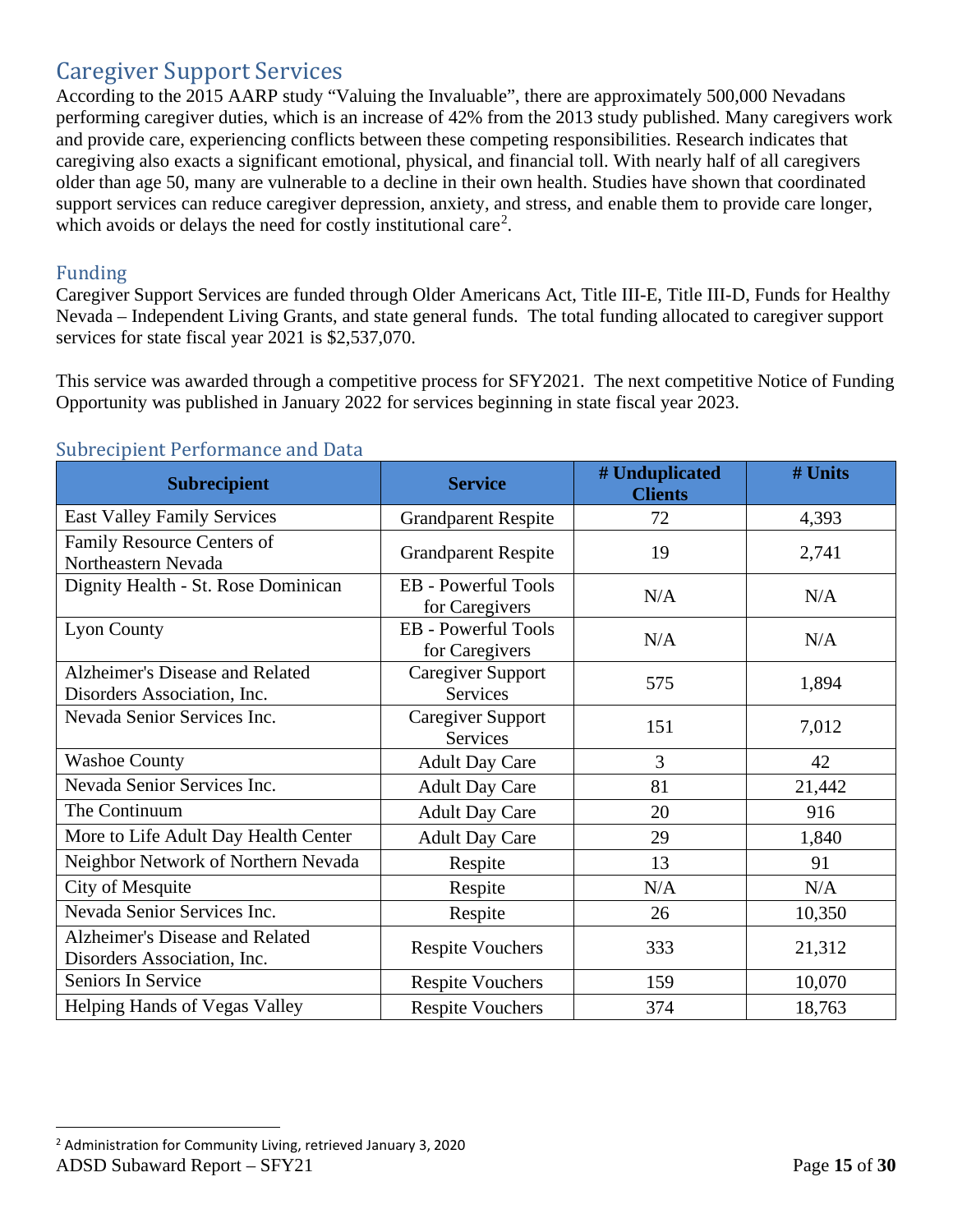## Caregiver Support Services

According to the 2015 AARP study "Valuing the Invaluable", there are approximately 500,000 Nevadans performing caregiver duties, which is an increase of 42% from the 2013 study published. Many caregivers work and provide care, experiencing conflicts between these competing responsibilities. Research indicates that caregiving also exacts a significant emotional, physical, and financial toll. With nearly half of all caregivers older than age 50, many are vulnerable to a decline in their own health. Studies have shown that coordinated support services can reduce caregiver depression, anxiety, and stress, and enable them to provide care longer, which avoids or delays the need for costly institutional care[2].

### Funding

Caregiver Support Services are funded through Older Americans Act, Title III-E, Title III-D, Funds for Healthy Nevada – Independent Living Grants, and state general funds. The total funding allocated to caregiver support services for state fiscal year 2021 is $2,537,070.

This service was awarded through a competitive process for SFY2021. The next competitive Notice of Funding Opportunity was published in January 2022 for services beginning in state fiscal year 2023.

### Subrecipient Performance and Data

| Subrecipient | Service | # Unduplicated Clients | # Units |
|---|---|---|---|
| East Valley Family Services | Grandparent Respite | 72 | 4,393 |
| Family Resource Centers of Northeastern Nevada | Grandparent Respite | 19 | 2,741 |
| Dignity Health - St. Rose Dominican | EB - Powerful Tools for Caregivers | N/A | N/A |
| Lyon County | EB - Powerful Tools for Caregivers | N/A | N/A |
| Alzheimer's Disease and Related Disorders Association, Inc. | Caregiver Support Services | 575 | 1,894 |
| Nevada Senior Services Inc. | Caregiver Support Services | 151 | 7,012 |
| Washoe County | Adult Day Care | 3 | 42 |
| Nevada Senior Services Inc. | Adult Day Care | 81 | 21,442 |
| The Continuum | Adult Day Care | 20 | 916 |
| More to Life Adult Day Health Center | Adult Day Care | 29 | 1,840 |
| Neighbor Network of Northern Nevada | Respite | 13 | 91 |
| City of Mesquite | Respite | N/A | N/A |
| Nevada Senior Services Inc. | Respite | 26 | 10,350 |
| Alzheimer's Disease and Related Disorders Association, Inc. | Respite Vouchers | 333 | 21,312 |
| Seniors In Service | Respite Vouchers | 159 | 10,070 |
| Helping Hands of Vegas Valley | Respite Vouchers | 374 | 18,763 |

[2] Administration for Community Living, retrieved January 3, 2020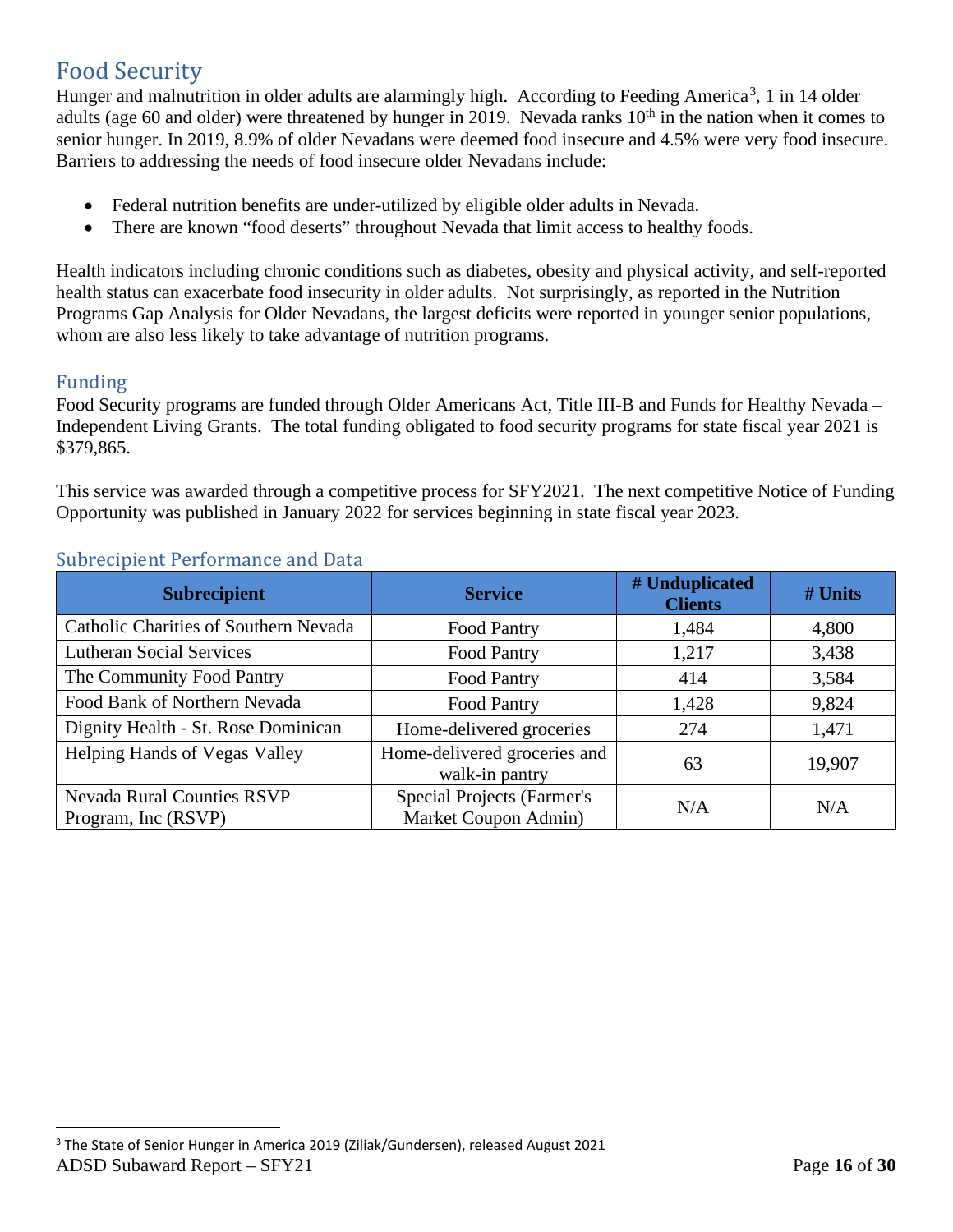## Food Security

Hunger and malnutrition in older adults are alarmingly high. According to Feeding America[3], 1 in 14 older adults (age 60 and older) were threatened by hunger in 2019. Nevada ranks 10th in the nation when it comes to senior hunger. In 2019, 8.9% of older Nevadans were deemed food insecure and 4.5% were very food insecure. Barriers to addressing the needs of food insecure older Nevadans include:

- Federal nutrition benefits are under-utilized by eligible older adults in Nevada.
- There are known "food deserts" throughout Nevada that limit access to healthy foods.

Health indicators including chronic conditions such as diabetes, obesity and physical activity, and self-reported health status can exacerbate food insecurity in older adults. Not surprisingly, as reported in the Nutrition Programs Gap Analysis for Older Nevadans, the largest deficits were reported in younger senior populations, whom are also less likely to take advantage of nutrition programs.

### Funding

Food Security programs are funded through Older Americans Act, Title III-B and Funds for Healthy Nevada – Independent Living Grants. The total funding obligated to food security programs for state fiscal year 2021 is $379,865.

This service was awarded through a competitive process for SFY2021. The next competitive Notice of Funding Opportunity was published in January 2022 for services beginning in state fiscal year 2023.

### Subrecipient Performance and Data

| Subrecipient | Service | # Unduplicated Clients | # Units |
|---|---|---|---|
| Catholic Charities of Southern Nevada | Food Pantry | 1,484 | 4,800 |
| Lutheran Social Services | Food Pantry | 1,217 | 3,438 |
| The Community Food Pantry | Food Pantry | 414 | 3,584 |
| Food Bank of Northern Nevada | Food Pantry | 1,428 | 9,824 |
| Dignity Health - St. Rose Dominican | Home-delivered groceries | 274 | 1,471 |
| Helping Hands of Vegas Valley | Home-delivered groceries and walk-in pantry | 63 | 19,907 |
| Nevada Rural Counties RSVP Program, Inc (RSVP) | Special Projects (Farmer's Market Coupon Admin) | N/A | N/A |

[3] The State of Senior Hunger in America 2019 (Ziliak/Gundersen), released August 2021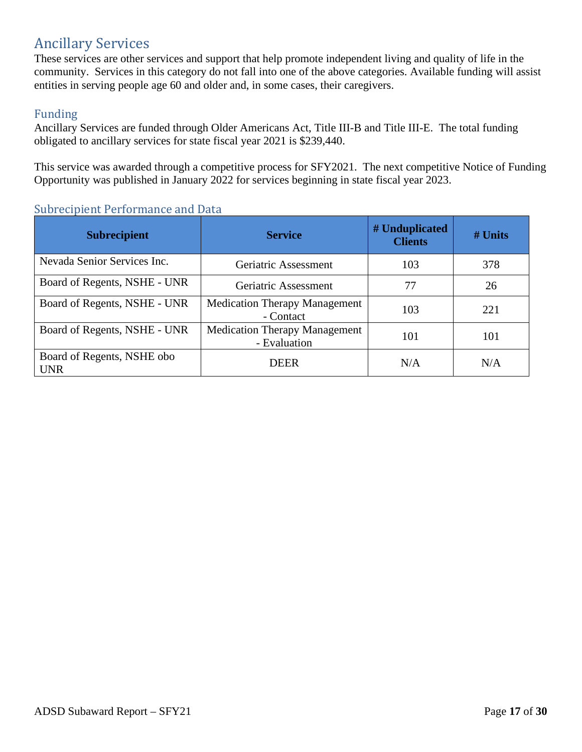## Ancillary Services

These services are other services and support that help promote independent living and quality of life in the community. Services in this category do not fall into one of the above categories. Available funding will assist entities in serving people age 60 and older and, in some cases, their caregivers.

### Funding

Ancillary Services are funded through Older Americans Act, Title III-B and Title III-E. The total funding obligated to ancillary services for state fiscal year 2021 is $239,440.

This service was awarded through a competitive process for SFY2021. The next competitive Notice of Funding Opportunity was published in January 2022 for services beginning in state fiscal year 2023.

### Subrecipient Performance and Data

| Subrecipient | Service | # Unduplicated Clients | # Units |
|---|---|---|---|
| Nevada Senior Services Inc. | Geriatric Assessment | 103 | 378 |
| Board of Regents, NSHE - UNR | Geriatric Assessment | 77 | 26 |
| Board of Regents, NSHE - UNR | Medication Therapy Management - Contact | 103 | 221 |
| Board of Regents, NSHE - UNR | Medication Therapy Management - Evaluation | 101 | 101 |
| Board of Regents, NSHE obo UNR | DEER | N/A | N/A |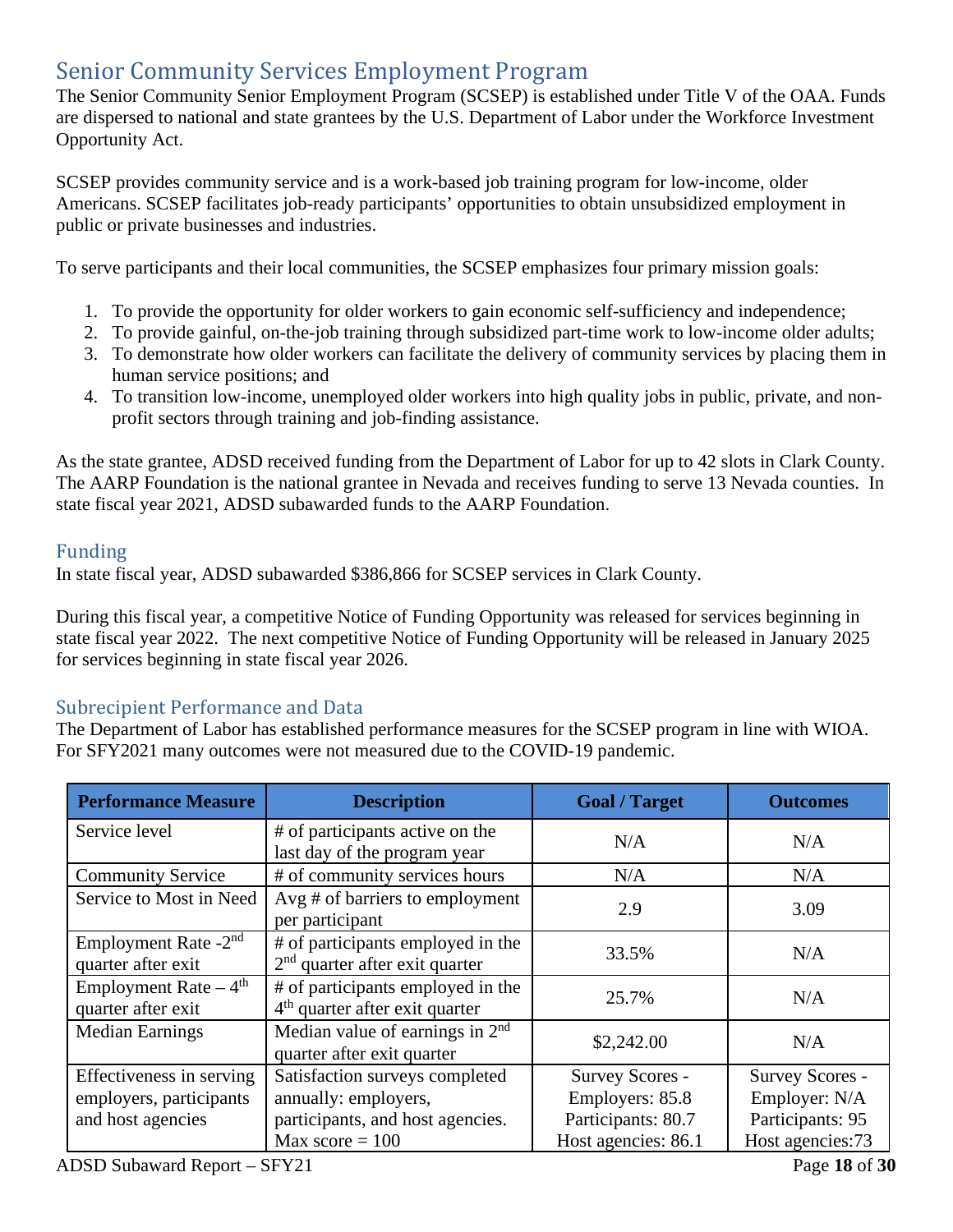## Senior Community Services Employment Program

The Senior Community Senior Employment Program (SCSEP) is established under Title V of the OAA. Funds are dispersed to national and state grantees by the U.S. Department of Labor under the Workforce Investment Opportunity Act.

SCSEP provides community service and is a work-based job training program for low-income, older Americans. SCSEP facilitates job-ready participants' opportunities to obtain unsubsidized employment in public or private businesses and industries.

To serve participants and their local communities, the SCSEP emphasizes four primary mission goals:

1. To provide the opportunity for older workers to gain economic self-sufficiency and independence;
2. To provide gainful, on-the-job training through subsidized part-time work to low-income older adults;
3. To demonstrate how older workers can facilitate the delivery of community services by placing them in human service positions; and
4. To transition low-income, unemployed older workers into high quality jobs in public, private, and non-profit sectors through training and job-finding assistance.

As the state grantee, ADSD received funding from the Department of Labor for up to 42 slots in Clark County. The AARP Foundation is the national grantee in Nevada and receives funding to serve 13 Nevada counties. In state fiscal year 2021, ADSD subawarded funds to the AARP Foundation.

### Funding

In state fiscal year, ADSD subawarded $386,866 for SCSEP services in Clark County.

During this fiscal year, a competitive Notice of Funding Opportunity was released for services beginning in state fiscal year 2022. The next competitive Notice of Funding Opportunity will be released in January 2025 for services beginning in state fiscal year 2026.

### Subrecipient Performance and Data

The Department of Labor has established performance measures for the SCSEP program in line with WIOA. For SFY2021 many outcomes were not measured due to the COVID-19 pandemic.

| Performance Measure | Description | Goal / Target | Outcomes |
|---|---|---|---|
| Service level | # of participants active on the last day of the program year | N/A | N/A |
| Community Service | # of community services hours | N/A | N/A |
| Service to Most in Need | Avg # of barriers to employment per participant | 2.9 | 3.09 |
| Employment Rate -2nd quarter after exit | # of participants employed in the 2nd quarter after exit quarter | 33.5% | N/A |
| Employment Rate – 4th quarter after exit | # of participants employed in the 4th quarter after exit quarter | 25.7% | N/A |
| Median Earnings | Median value of earnings in 2nd quarter after exit quarter | $2,242.00 | N/A |
| Effectiveness in serving employers, participants and host agencies | Satisfaction surveys completed annually: employers, participants, and host agencies. Max score = 100 | Survey Scores - Employers: 85.8 Participants: 80.7 Host agencies: 86.1 | Survey Scores - Employer: N/A Participants: 95 Host agencies:73 |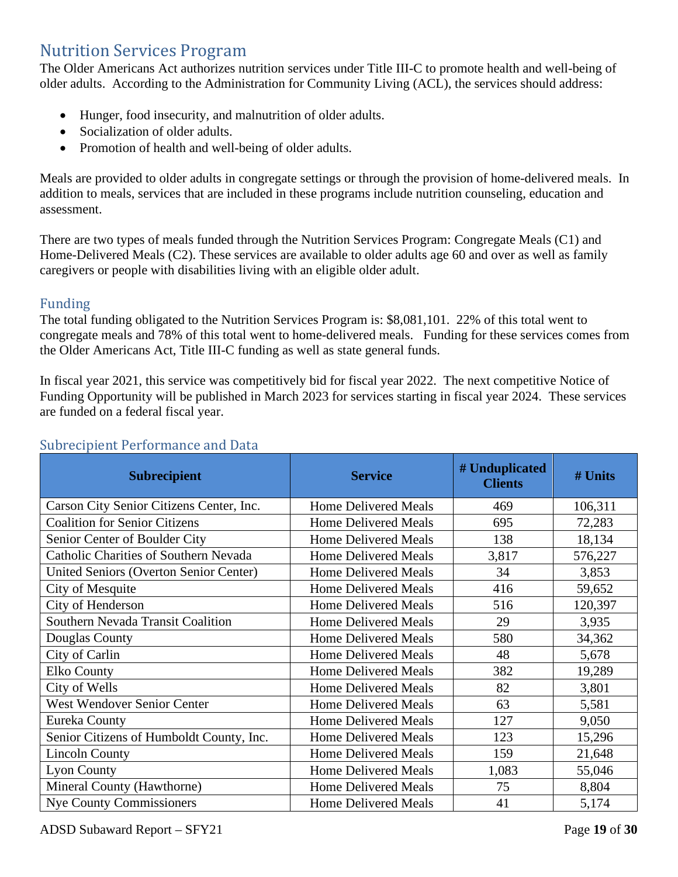# Nutrition Services Program

The Older Americans Act authorizes nutrition services under Title III-C to promote health and well-being of older adults. According to the Administration for Community Living (ACL), the services should address:

- Hunger, food insecurity, and malnutrition of older adults.
- Socialization of older adults.
- Promotion of health and well-being of older adults.

Meals are provided to older adults in congregate settings or through the provision of home-delivered meals. In addition to meals, services that are included in these programs include nutrition counseling, education and assessment.

There are two types of meals funded through the Nutrition Services Program: Congregate Meals (C1) and Home-Delivered Meals (C2). These services are available to older adults age 60 and over as well as family caregivers or people with disabilities living with an eligible older adult.

## Funding

The total funding obligated to the Nutrition Services Program is: $8,081,101. 22% of this total went to congregate meals and 78% of this total went to home-delivered meals. Funding for these services comes from the Older Americans Act, Title III-C funding as well as state general funds.

In fiscal year 2021, this service was competitively bid for fiscal year 2022. The next competitive Notice of Funding Opportunity will be published in March 2023 for services starting in fiscal year 2024. These services are funded on a federal fiscal year.

## Subrecipient Performance and Data

| Subrecipient | Service | # Unduplicated Clients | # Units |
|---|---|---|---|
| Carson City Senior Citizens Center, Inc. | Home Delivered Meals | 469 | 106,311 |
| Coalition for Senior Citizens | Home Delivered Meals | 695 | 72,283 |
| Senior Center of Boulder City | Home Delivered Meals | 138 | 18,134 |
| Catholic Charities of Southern Nevada | Home Delivered Meals | 3,817 | 576,227 |
| United Seniors (Overton Senior Center) | Home Delivered Meals | 34 | 3,853 |
| City of Mesquite | Home Delivered Meals | 416 | 59,652 |
| City of Henderson | Home Delivered Meals | 516 | 120,397 |
| Southern Nevada Transit Coalition | Home Delivered Meals | 29 | 3,935 |
| Douglas County | Home Delivered Meals | 580 | 34,362 |
| City of Carlin | Home Delivered Meals | 48 | 5,678 |
| Elko County | Home Delivered Meals | 382 | 19,289 |
| City of Wells | Home Delivered Meals | 82 | 3,801 |
| West Wendover Senior Center | Home Delivered Meals | 63 | 5,581 |
| Eureka County | Home Delivered Meals | 127 | 9,050 |
| Senior Citizens of Humboldt County, Inc. | Home Delivered Meals | 123 | 15,296 |
| Lincoln County | Home Delivered Meals | 159 | 21,648 |
| Lyon County | Home Delivered Meals | 1,083 | 55,046 |
| Mineral County (Hawthorne) | Home Delivered Meals | 75 | 8,804 |
| Nye County Commissioners | Home Delivered Meals | 41 | 5,174 |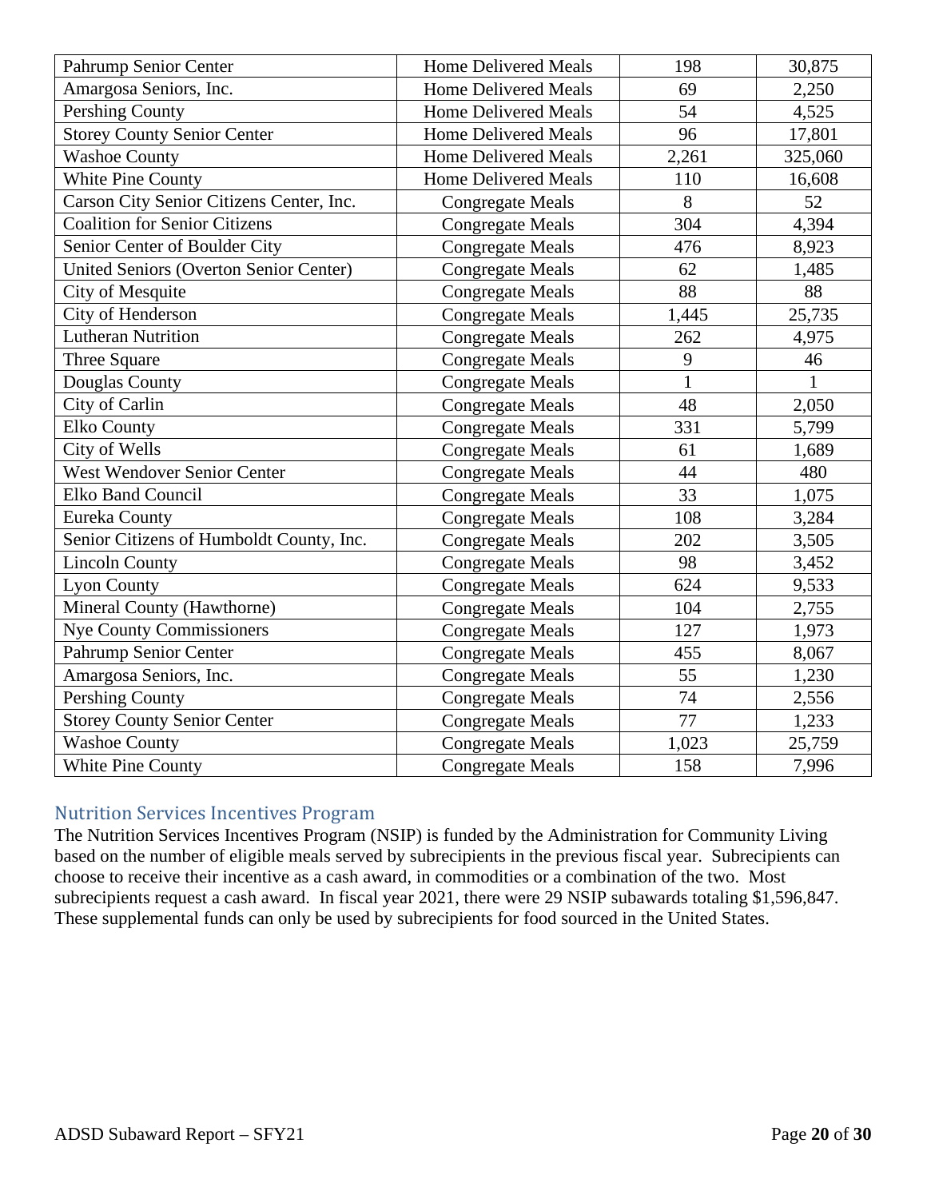| | | | |
|---|---|---|---|
| Pahrump Senior Center | Home Delivered Meals | 198 | 30,875 |
| Amargosa Seniors, Inc. | Home Delivered Meals | 69 | 2,250 |
| Pershing County | Home Delivered Meals | 54 | 4,525 |
| Storey County Senior Center | Home Delivered Meals | 96 | 17,801 |
| Washoe County | Home Delivered Meals | 2,261 | 325,060 |
| White Pine County | Home Delivered Meals | 110 | 16,608 |
| Carson City Senior Citizens Center, Inc. | Congregate Meals | 8 | 52 |
| Coalition for Senior Citizens | Congregate Meals | 304 | 4,394 |
| Senior Center of Boulder City | Congregate Meals | 476 | 8,923 |
| United Seniors (Overton Senior Center) | Congregate Meals | 62 | 1,485 |
| City of Mesquite | Congregate Meals | 88 | 88 |
| City of Henderson | Congregate Meals | 1,445 | 25,735 |
| Lutheran Nutrition | Congregate Meals | 262 | 4,975 |
| Three Square | Congregate Meals | 9 | 46 |
| Douglas County | Congregate Meals | 1 | 1 |
| City of Carlin | Congregate Meals | 48 | 2,050 |
| Elko County | Congregate Meals | 331 | 5,799 |
| City of Wells | Congregate Meals | 61 | 1,689 |
| West Wendover Senior Center | Congregate Meals | 44 | 480 |
| Elko Band Council | Congregate Meals | 33 | 1,075 |
| Eureka County | Congregate Meals | 108 | 3,284 |
| Senior Citizens of Humboldt County, Inc. | Congregate Meals | 202 | 3,505 |
| Lincoln County | Congregate Meals | 98 | 3,452 |
| Lyon County | Congregate Meals | 624 | 9,533 |
| Mineral County (Hawthorne) | Congregate Meals | 104 | 2,755 |
| Nye County Commissioners | Congregate Meals | 127 | 1,973 |
| Pahrump Senior Center | Congregate Meals | 455 | 8,067 |
| Amargosa Seniors, Inc. | Congregate Meals | 55 | 1,230 |
| Pershing County | Congregate Meals | 74 | 2,556 |
| Storey County Senior Center | Congregate Meals | 77 | 1,233 |
| Washoe County | Congregate Meals | 1,023 | 25,759 |
| White Pine County | Congregate Meals | 158 | 7,996 |

## Nutrition Services Incentives Program

The Nutrition Services Incentives Program (NSIP) is funded by the Administration for Community Living based on the number of eligible meals served by subrecipients in the previous fiscal year. Subrecipients can choose to receive their incentive as a cash award, in commodities or a combination of the two. Most subrecipients request a cash award. In fiscal year 2021, there were 29 NSIP subawards totaling $1,596,847. These supplemental funds can only be used by subrecipients for food sourced in the United States.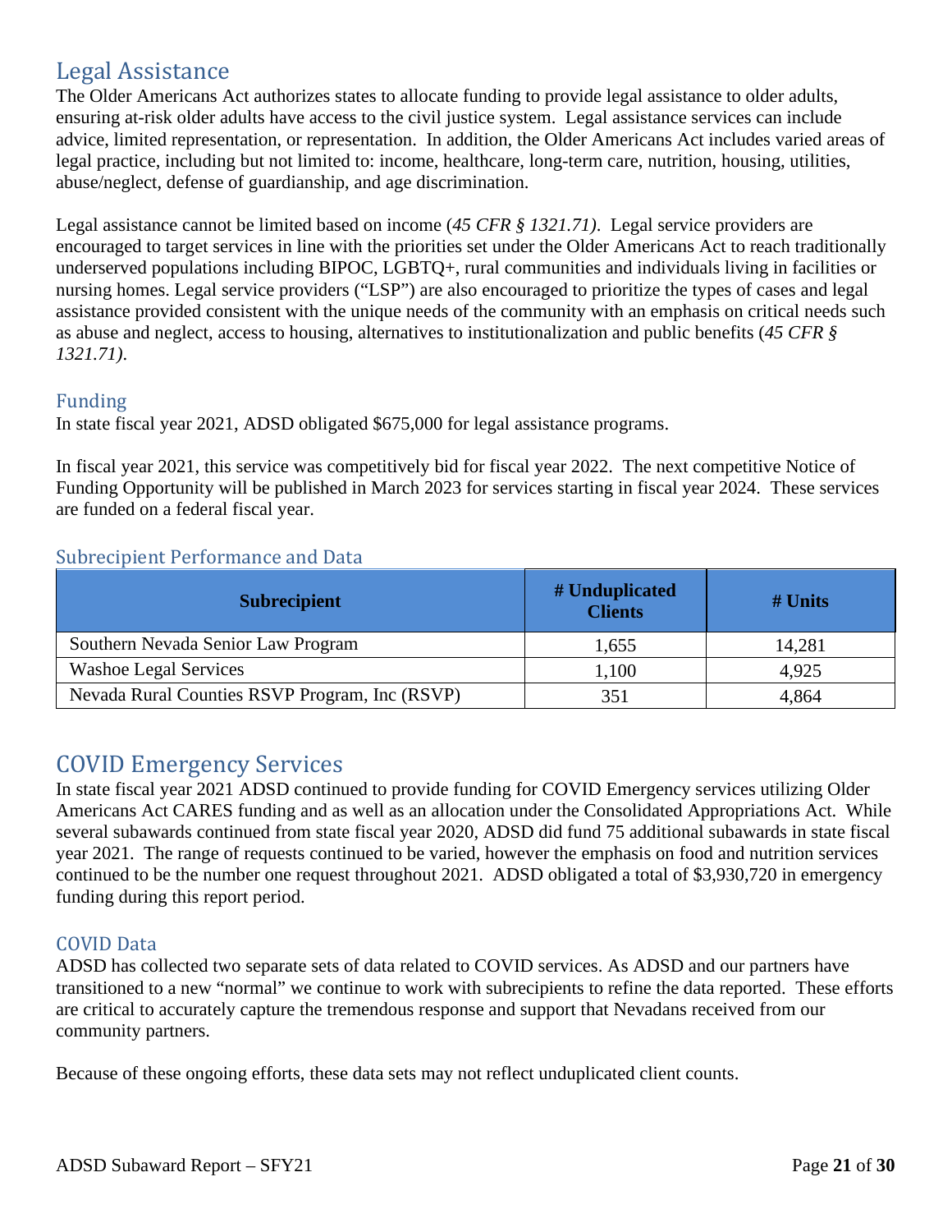## Legal Assistance

The Older Americans Act authorizes states to allocate funding to provide legal assistance to older adults, ensuring at-risk older adults have access to the civil justice system. Legal assistance services can include advice, limited representation, or representation. In addition, the Older Americans Act includes varied areas of legal practice, including but not limited to: income, healthcare, long-term care, nutrition, housing, utilities, abuse/neglect, defense of guardianship, and age discrimination.

Legal assistance cannot be limited based on income (*45 CFR § 1321.71)*. Legal service providers are encouraged to target services in line with the priorities set under the Older Americans Act to reach traditionally underserved populations including BIPOC, LGBTQ+, rural communities and individuals living in facilities or nursing homes. Legal service providers ("LSP") are also encouraged to prioritize the types of cases and legal assistance provided consistent with the unique needs of the community with an emphasis on critical needs such as abuse and neglect, access to housing, alternatives to institutionalization and public benefits (*45 CFR § 1321.71)*.

### Funding

In state fiscal year 2021, ADSD obligated $675,000 for legal assistance programs.

In fiscal year 2021, this service was competitively bid for fiscal year 2022. The next competitive Notice of Funding Opportunity will be published in March 2023 for services starting in fiscal year 2024. These services are funded on a federal fiscal year.

### Subrecipient Performance and Data

| Subrecipient | # Unduplicated Clients | # Units |
|---|---|---|
| Southern Nevada Senior Law Program | 1,655 | 14,281 |
| Washoe Legal Services | 1,100 | 4,925 |
| Nevada Rural Counties RSVP Program, Inc (RSVP) | 351 | 4,864 |

## COVID Emergency Services

In state fiscal year 2021 ADSD continued to provide funding for COVID Emergency services utilizing Older Americans Act CARES funding and as well as an allocation under the Consolidated Appropriations Act. While several subawards continued from state fiscal year 2020, ADSD did fund 75 additional subawards in state fiscal year 2021. The range of requests continued to be varied, however the emphasis on food and nutrition services continued to be the number one request throughout 2021. ADSD obligated a total of $3,930,720 in emergency funding during this report period.

### COVID Data

ADSD has collected two separate sets of data related to COVID services. As ADSD and our partners have transitioned to a new "normal" we continue to work with subrecipients to refine the data reported. These efforts are critical to accurately capture the tremendous response and support that Nevadans received from our community partners.

Because of these ongoing efforts, these data sets may not reflect unduplicated client counts.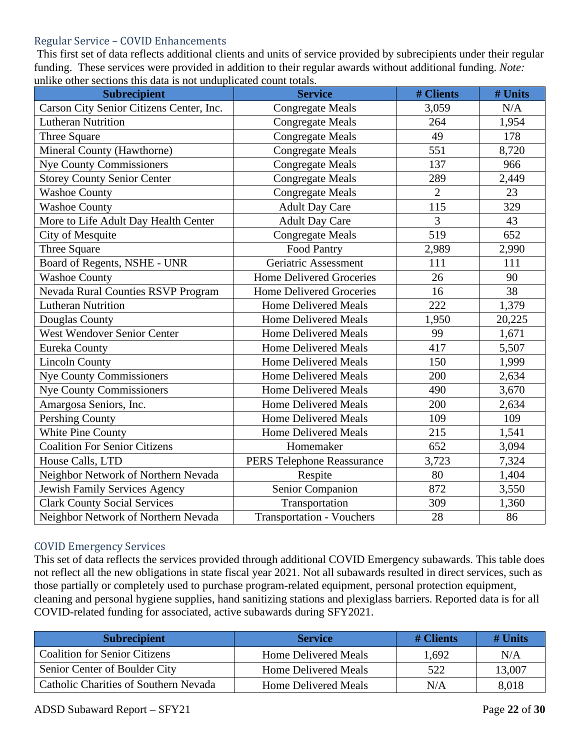## Regular Service – COVID Enhancements

This first set of data reflects additional clients and units of service provided by subrecipients under their regular funding. These services were provided in addition to their regular awards without additional funding. *Note:* unlike other sections this data is not unduplicated count totals.

| Subrecipient | Service | # Clients | # Units |
|---|---|---|---|
| Carson City Senior Citizens Center, Inc. | Congregate Meals | 3,059 | N/A |
| Lutheran Nutrition | Congregate Meals | 264 | 1,954 |
| Three Square | Congregate Meals | 49 | 178 |
| Mineral County (Hawthorne) | Congregate Meals | 551 | 8,720 |
| Nye County Commissioners | Congregate Meals | 137 | 966 |
| Storey County Senior Center | Congregate Meals | 289 | 2,449 |
| Washoe County | Congregate Meals | 2 | 23 |
| Washoe County | Adult Day Care | 115 | 329 |
| More to Life Adult Day Health Center | Adult Day Care | 3 | 43 |
| City of Mesquite | Congregate Meals | 519 | 652 |
| Three Square | Food Pantry | 2,989 | 2,990 |
| Board of Regents, NSHE - UNR | Geriatric Assessment | 111 | 111 |
| Washoe County | Home Delivered Groceries | 26 | 90 |
| Nevada Rural Counties RSVP Program | Home Delivered Groceries | 16 | 38 |
| Lutheran Nutrition | Home Delivered Meals | 222 | 1,379 |
| Douglas County | Home Delivered Meals | 1,950 | 20,225 |
| West Wendover Senior Center | Home Delivered Meals | 99 | 1,671 |
| Eureka County | Home Delivered Meals | 417 | 5,507 |
| Lincoln County | Home Delivered Meals | 150 | 1,999 |
| Nye County Commissioners | Home Delivered Meals | 200 | 2,634 |
| Nye County Commissioners | Home Delivered Meals | 490 | 3,670 |
| Amargosa Seniors, Inc. | Home Delivered Meals | 200 | 2,634 |
| Pershing County | Home Delivered Meals | 109 | 109 |
| White Pine County | Home Delivered Meals | 215 | 1,541 |
| Coalition For Senior Citizens | Homemaker | 652 | 3,094 |
| House Calls, LTD | PERS Telephone Reassurance | 3,723 | 7,324 |
| Neighbor Network of Northern Nevada | Respite | 80 | 1,404 |
| Jewish Family Services Agency | Senior Companion | 872 | 3,550 |
| Clark County Social Services | Transportation | 309 | 1,360 |
| Neighbor Network of Northern Nevada | Transportation - Vouchers | 28 | 86 |

## COVID Emergency Services

This set of data reflects the services provided through additional COVID Emergency subawards. This table does not reflect all the new obligations in state fiscal year 2021. Not all subawards resulted in direct services, such as those partially or completely used to purchase program-related equipment, personal protection equipment, cleaning and personal hygiene supplies, hand sanitizing stations and plexiglass barriers. Reported data is for all COVID-related funding for associated, active subawards during SFY2021.

| Subrecipient | Service | # Clients | # Units |
|---|---|---|---|
| Coalition for Senior Citizens | Home Delivered Meals | 1,692 | N/A |
| Senior Center of Boulder City | Home Delivered Meals | 522 | 13,007 |
| Catholic Charities of Southern Nevada | Home Delivered Meals | N/A | 8,018 |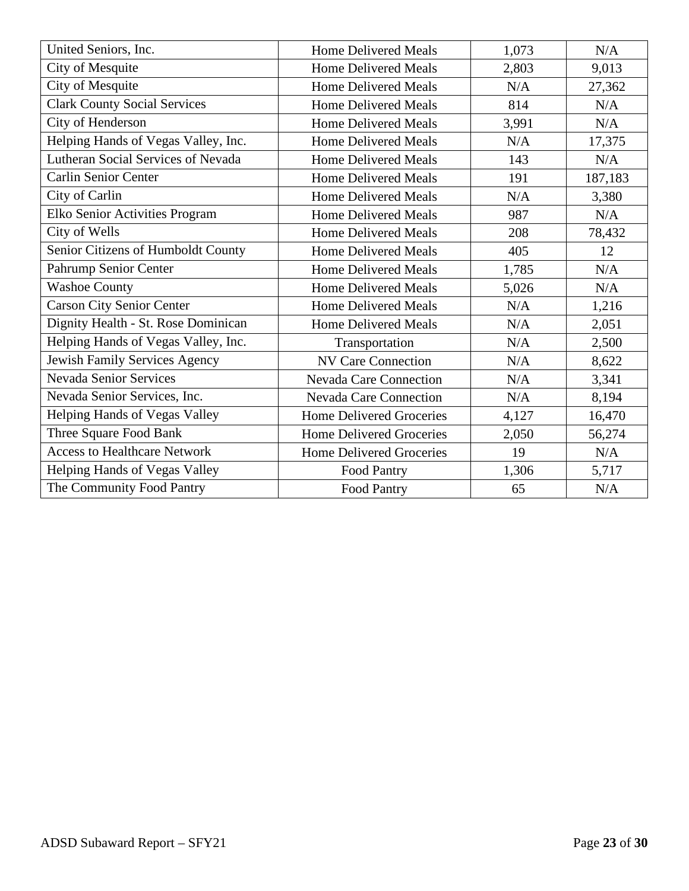| United Seniors, Inc. | Home Delivered Meals | 1,073 | N/A |
|---|---|---|---|
| City of Mesquite | Home Delivered Meals | 2,803 | 9,013 |
| City of Mesquite | Home Delivered Meals | N/A | 27,362 |
| Clark County Social Services | Home Delivered Meals | 814 | N/A |
| City of Henderson | Home Delivered Meals | 3,991 | N/A |
| Helping Hands of Vegas Valley, Inc. | Home Delivered Meals | N/A | 17,375 |
| Lutheran Social Services of Nevada | Home Delivered Meals | 143 | N/A |
| Carlin Senior Center | Home Delivered Meals | 191 | 187,183 |
| City of Carlin | Home Delivered Meals | N/A | 3,380 |
| Elko Senior Activities Program | Home Delivered Meals | 987 | N/A |
| City of Wells | Home Delivered Meals | 208 | 78,432 |
| Senior Citizens of Humboldt County | Home Delivered Meals | 405 | 12 |
| Pahrump Senior Center | Home Delivered Meals | 1,785 | N/A |
| Washoe County | Home Delivered Meals | 5,026 | N/A |
| Carson City Senior Center | Home Delivered Meals | N/A | 1,216 |
| Dignity Health - St. Rose Dominican | Home Delivered Meals | N/A | 2,051 |
| Helping Hands of Vegas Valley, Inc. | Transportation | N/A | 2,500 |
| Jewish Family Services Agency | NV Care Connection | N/A | 8,622 |
| Nevada Senior Services | Nevada Care Connection | N/A | 3,341 |
| Nevada Senior Services, Inc. | Nevada Care Connection | N/A | 8,194 |
| Helping Hands of Vegas Valley | Home Delivered Groceries | 4,127 | 16,470 |
| Three Square Food Bank | Home Delivered Groceries | 2,050 | 56,274 |
| Access to Healthcare Network | Home Delivered Groceries | 19 | N/A |
| Helping Hands of Vegas Valley | Food Pantry | 1,306 | 5,717 |
| The Community Food Pantry | Food Pantry | 65 | N/A |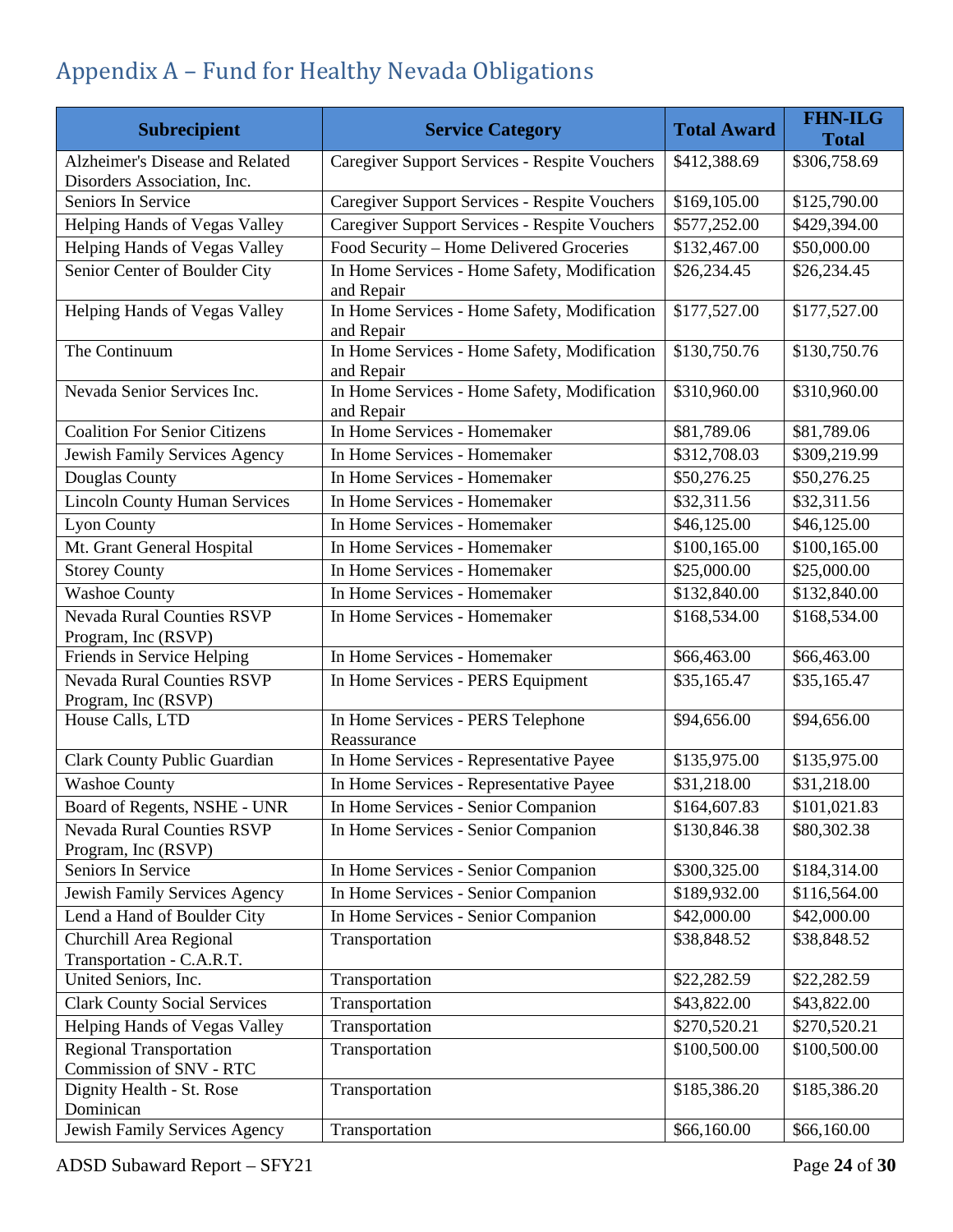# Appendix A – Fund for Healthy Nevada Obligations

| Subrecipient | Service Category | Total Award | FHN-ILG Total |
|---|---|---|---|
| Alzheimer's Disease and Related Disorders Association, Inc. | Caregiver Support Services - Respite Vouchers | $412,388.69 | $306,758.69 |
| Seniors In Service | Caregiver Support Services - Respite Vouchers | $169,105.00 | $125,790.00 |
| Helping Hands of Vegas Valley | Caregiver Support Services - Respite Vouchers | $577,252.00 | $429,394.00 |
| Helping Hands of Vegas Valley | Food Security – Home Delivered Groceries | $132,467.00 | $50,000.00 |
| Senior Center of Boulder City | In Home Services - Home Safety, Modification and Repair | $26,234.45 | $26,234.45 |
| Helping Hands of Vegas Valley | In Home Services - Home Safety, Modification and Repair | $177,527.00 | $177,527.00 |
| The Continuum | In Home Services - Home Safety, Modification and Repair | $130,750.76 | $130,750.76 |
| Nevada Senior Services Inc. | In Home Services - Home Safety, Modification and Repair | $310,960.00 | $310,960.00 |
| Coalition For Senior Citizens | In Home Services - Homemaker | $81,789.06 | $81,789.06 |
| Jewish Family Services Agency | In Home Services - Homemaker | $312,708.03 | $309,219.99 |
| Douglas County | In Home Services - Homemaker | $50,276.25 | $50,276.25 |
| Lincoln County Human Services | In Home Services - Homemaker | $32,311.56 | $32,311.56 |
| Lyon County | In Home Services - Homemaker | $46,125.00 | $46,125.00 |
| Mt. Grant General Hospital | In Home Services - Homemaker | $100,165.00 | $100,165.00 |
| Storey County | In Home Services - Homemaker | $25,000.00 | $25,000.00 |
| Washoe County | In Home Services - Homemaker | $132,840.00 | $132,840.00 |
| Nevada Rural Counties RSVP Program, Inc (RSVP) | In Home Services - Homemaker | $168,534.00 | $168,534.00 |
| Friends in Service Helping | In Home Services - Homemaker | $66,463.00 | $66,463.00 |
| Nevada Rural Counties RSVP Program, Inc (RSVP) | In Home Services - PERS Equipment | $35,165.47 | $35,165.47 |
| House Calls, LTD | In Home Services - PERS Telephone Reassurance | $94,656.00 | $94,656.00 |
| Clark County Public Guardian | In Home Services - Representative Payee | $135,975.00 | $135,975.00 |
| Washoe County | In Home Services - Representative Payee | $31,218.00 | $31,218.00 |
| Board of Regents, NSHE - UNR | In Home Services - Senior Companion | $164,607.83 | $101,021.83 |
| Nevada Rural Counties RSVP Program, Inc (RSVP) | In Home Services - Senior Companion | $130,846.38 | $80,302.38 |
| Seniors In Service | In Home Services - Senior Companion | $300,325.00 | $184,314.00 |
| Jewish Family Services Agency | In Home Services - Senior Companion | $189,932.00 | $116,564.00 |
| Lend a Hand of Boulder City | In Home Services - Senior Companion | $42,000.00 | $42,000.00 |
| Churchill Area Regional Transportation - C.A.R.T. | Transportation | $38,848.52 | $38,848.52 |
| United Seniors, Inc. | Transportation | $22,282.59 | $22,282.59 |
| Clark County Social Services | Transportation | $43,822.00 | $43,822.00 |
| Helping Hands of Vegas Valley | Transportation | $270,520.21 | $270,520.21 |
| Regional Transportation Commission of SNV - RTC | Transportation | $100,500.00 | $100,500.00 |
| Dignity Health - St. Rose Dominican | Transportation | $185,386.20 | $185,386.20 |
| Jewish Family Services Agency | Transportation | $66,160.00 | $66,160.00 |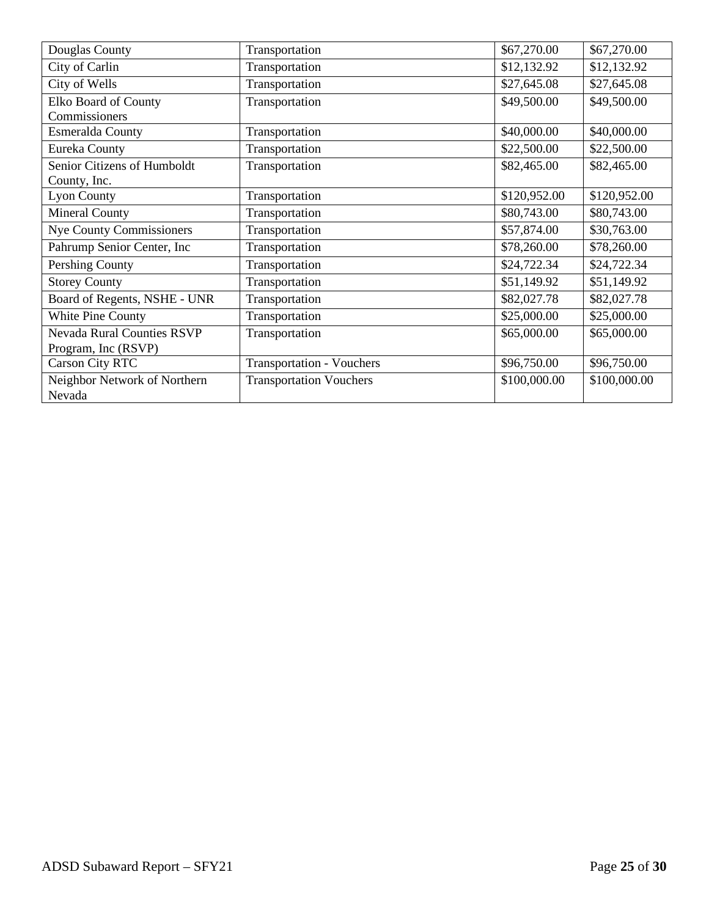| | | | |
|---|---|---|---|
| Douglas County | Transportation | $67,270.00 | $67,270.00 |
| City of Carlin | Transportation | $12,132.92 | $12,132.92 |
| City of Wells | Transportation | $27,645.08 | $27,645.08 |
| Elko Board of County Commissioners | Transportation | $49,500.00 | $49,500.00 |
| Esmeralda County | Transportation | $40,000.00 | $40,000.00 |
| Eureka County | Transportation | $22,500.00 | $22,500.00 |
| Senior Citizens of Humboldt County, Inc. | Transportation | $82,465.00 | $82,465.00 |
| Lyon County | Transportation | $120,952.00 | $120,952.00 |
| Mineral County | Transportation | $80,743.00 | $80,743.00 |
| Nye County Commissioners | Transportation | $57,874.00 | $30,763.00 |
| Pahrump Senior Center, Inc | Transportation | $78,260.00 | $78,260.00 |
| Pershing County | Transportation | $24,722.34 | $24,722.34 |
| Storey County | Transportation | $51,149.92 | $51,149.92 |
| Board of Regents, NSHE - UNR | Transportation | $82,027.78 | $82,027.78 |
| White Pine County | Transportation | $25,000.00 | $25,000.00 |
| Nevada Rural Counties RSVP Program, Inc (RSVP) | Transportation | $65,000.00 | $65,000.00 |
| Carson City RTC | Transportation - Vouchers | $96,750.00 | $96,750.00 |
| Neighbor Network of Northern Nevada | Transportation Vouchers | $100,000.00 | $100,000.00 |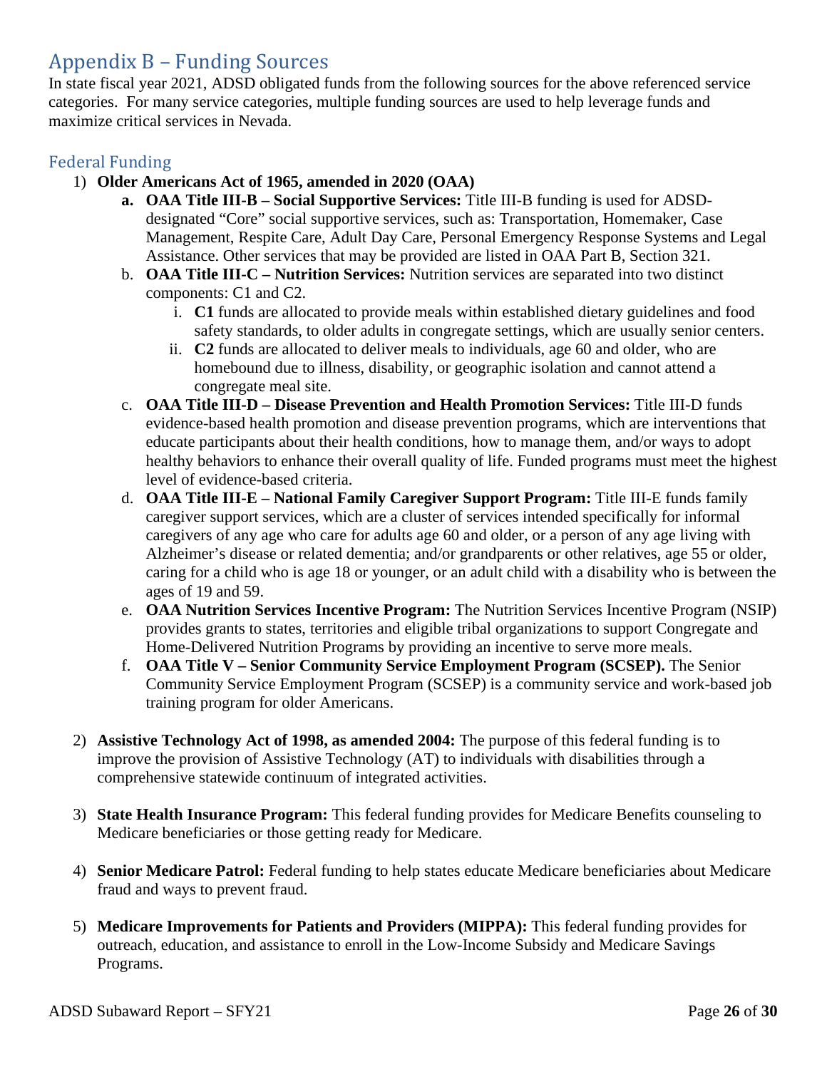## Appendix B – Funding Sources

In state fiscal year 2021, ADSD obligated funds from the following sources for the above referenced service categories. For many service categories, multiple funding sources are used to help leverage funds and maximize critical services in Nevada.

### Federal Funding

1) **Older Americans Act of 1965, amended in 2020 (OAA)**
   a. **OAA Title III-B – Social Supportive Services:** Title III-B funding is used for ADSD-designated "Core" social supportive services, such as: Transportation, Homemaker, Case Management, Respite Care, Adult Day Care, Personal Emergency Response Systems and Legal Assistance. Other services that may be provided are listed in OAA Part B, Section 321.
   b. **OAA Title III-C – Nutrition Services:** Nutrition services are separated into two distinct components: C1 and C2.
      i. **C1** funds are allocated to provide meals within established dietary guidelines and food safety standards, to older adults in congregate settings, which are usually senior centers.
      ii. **C2** funds are allocated to deliver meals to individuals, age 60 and older, who are homebound due to illness, disability, or geographic isolation and cannot attend a congregate meal site.
   c. **OAA Title III-D – Disease Prevention and Health Promotion Services:** Title III-D funds evidence-based health promotion and disease prevention programs, which are interventions that educate participants about their health conditions, how to manage them, and/or ways to adopt healthy behaviors to enhance their overall quality of life. Funded programs must meet the highest level of evidence-based criteria.
   d. **OAA Title III-E – National Family Caregiver Support Program:** Title III-E funds family caregiver support services, which are a cluster of services intended specifically for informal caregivers of any age who care for adults age 60 and older, or a person of any age living with Alzheimer's disease or related dementia; and/or grandparents or other relatives, age 55 or older, caring for a child who is age 18 or younger, or an adult child with a disability who is between the ages of 19 and 59.
   e. **OAA Nutrition Services Incentive Program:** The Nutrition Services Incentive Program (NSIP) provides grants to states, territories and eligible tribal organizations to support Congregate and Home-Delivered Nutrition Programs by providing an incentive to serve more meals.
   f. **OAA Title V – Senior Community Service Employment Program (SCSEP).** The Senior Community Service Employment Program (SCSEP) is a community service and work-based job training program for older Americans.

2) **Assistive Technology Act of 1998, as amended 2004:** The purpose of this federal funding is to improve the provision of Assistive Technology (AT) to individuals with disabilities through a comprehensive statewide continuum of integrated activities.

3) **State Health Insurance Program:** This federal funding provides for Medicare Benefits counseling to Medicare beneficiaries or those getting ready for Medicare.

4) **Senior Medicare Patrol:** Federal funding to help states educate Medicare beneficiaries about Medicare fraud and ways to prevent fraud.

5) **Medicare Improvements for Patients and Providers (MIPPA):** This federal funding provides for outreach, education, and assistance to enroll in the Low-Income Subsidy and Medicare Savings Programs.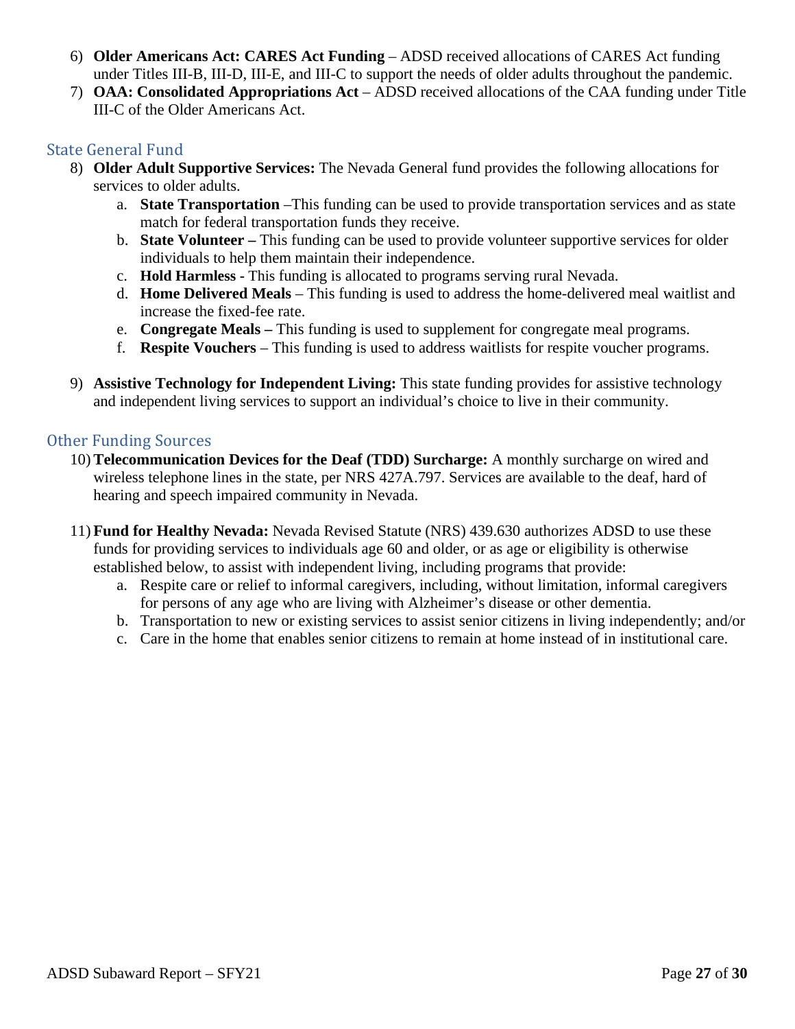6) **Older Americans Act: CARES Act Funding** – ADSD received allocations of CARES Act funding under Titles III-B, III-D, III-E, and III-C to support the needs of older adults throughout the pandemic.
7) **OAA: Consolidated Appropriations Act** – ADSD received allocations of the CAA funding under Title III-C of the Older Americans Act.

## State General Fund

8) **Older Adult Supportive Services:** The Nevada General fund provides the following allocations for services to older adults.
    a. **State Transportation** –This funding can be used to provide transportation services and as state match for federal transportation funds they receive.
    b. **State Volunteer –** This funding can be used to provide volunteer supportive services for older individuals to help them maintain their independence.
    c. **Hold Harmless** - This funding is allocated to programs serving rural Nevada.
    d. **Home Delivered Meals** – This funding is used to address the home-delivered meal waitlist and increase the fixed-fee rate.
    e. **Congregate Meals –** This funding is used to supplement for congregate meal programs.
    f. **Respite Vouchers** – This funding is used to address waitlists for respite voucher programs.

9) **Assistive Technology for Independent Living:** This state funding provides for assistive technology and independent living services to support an individual's choice to live in their community.

## Other Funding Sources

10) **Telecommunication Devices for the Deaf (TDD) Surcharge:** A monthly surcharge on wired and wireless telephone lines in the state, per NRS 427A.797. Services are available to the deaf, hard of hearing and speech impaired community in Nevada.

11) **Fund for Healthy Nevada:** Nevada Revised Statute (NRS) 439.630 authorizes ADSD to use these funds for providing services to individuals age 60 and older, or as age or eligibility is otherwise established below, to assist with independent living, including programs that provide:
    a. Respite care or relief to informal caregivers, including, without limitation, informal caregivers for persons of any age who are living with Alzheimer's disease or other dementia.
    b. Transportation to new or existing services to assist senior citizens in living independently; and/or
    c. Care in the home that enables senior citizens to remain at home instead of in institutional care.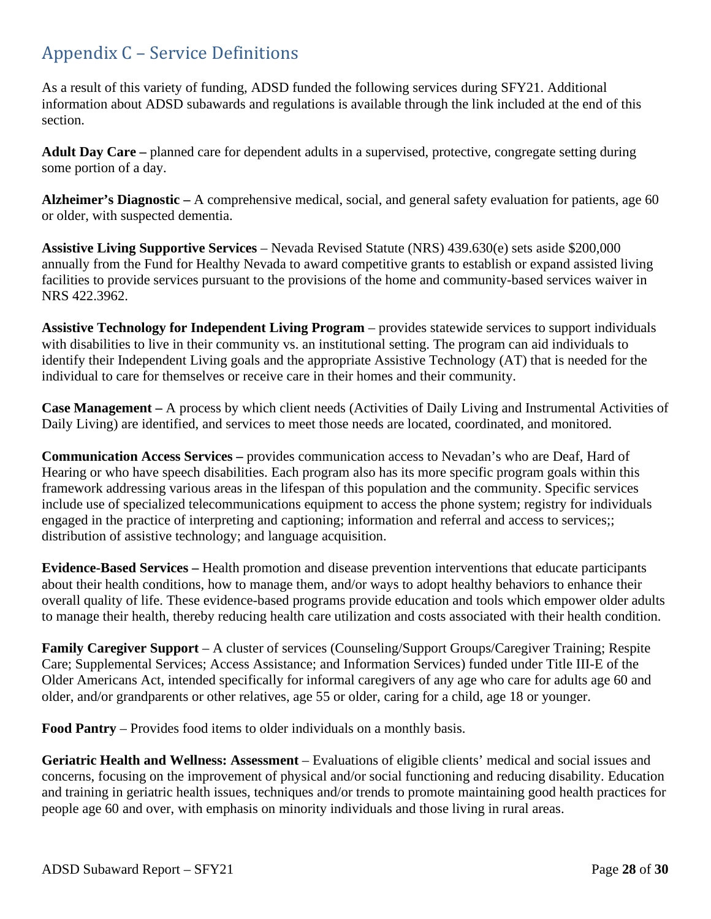## Appendix C – Service Definitions

As a result of this variety of funding, ADSD funded the following services during SFY21. Additional information about ADSD subawards and regulations is available through the link included at the end of this section.

**Adult Day Care –** planned care for dependent adults in a supervised, protective, congregate setting during some portion of a day.

**Alzheimer's Diagnostic –** A comprehensive medical, social, and general safety evaluation for patients, age 60 or older, with suspected dementia.

**Assistive Living Supportive Services** – Nevada Revised Statute (NRS) 439.630(e) sets aside $200,000 annually from the Fund for Healthy Nevada to award competitive grants to establish or expand assisted living facilities to provide services pursuant to the provisions of the home and community-based services waiver in NRS 422.3962.

**Assistive Technology for Independent Living Program** – provides statewide services to support individuals with disabilities to live in their community vs. an institutional setting. The program can aid individuals to identify their Independent Living goals and the appropriate Assistive Technology (AT) that is needed for the individual to care for themselves or receive care in their homes and their community.

**Case Management –** A process by which client needs (Activities of Daily Living and Instrumental Activities of Daily Living) are identified, and services to meet those needs are located, coordinated, and monitored.

**Communication Access Services –** provides communication access to Nevadan's who are Deaf, Hard of Hearing or who have speech disabilities. Each program also has its more specific program goals within this framework addressing various areas in the lifespan of this population and the community. Specific services include use of specialized telecommunications equipment to access the phone system; registry for individuals engaged in the practice of interpreting and captioning; information and referral and access to services;; distribution of assistive technology; and language acquisition.

**Evidence-Based Services –** Health promotion and disease prevention interventions that educate participants about their health conditions, how to manage them, and/or ways to adopt healthy behaviors to enhance their overall quality of life. These evidence-based programs provide education and tools which empower older adults to manage their health, thereby reducing health care utilization and costs associated with their health condition.

**Family Caregiver Support** – A cluster of services (Counseling/Support Groups/Caregiver Training; Respite Care; Supplemental Services; Access Assistance; and Information Services) funded under Title III-E of the Older Americans Act, intended specifically for informal caregivers of any age who care for adults age 60 and older, and/or grandparents or other relatives, age 55 or older, caring for a child, age 18 or younger.

**Food Pantry** – Provides food items to older individuals on a monthly basis.

**Geriatric Health and Wellness: Assessment** – Evaluations of eligible clients' medical and social issues and concerns, focusing on the improvement of physical and/or social functioning and reducing disability. Education and training in geriatric health issues, techniques and/or trends to promote maintaining good health practices for people age 60 and over, with emphasis on minority individuals and those living in rural areas.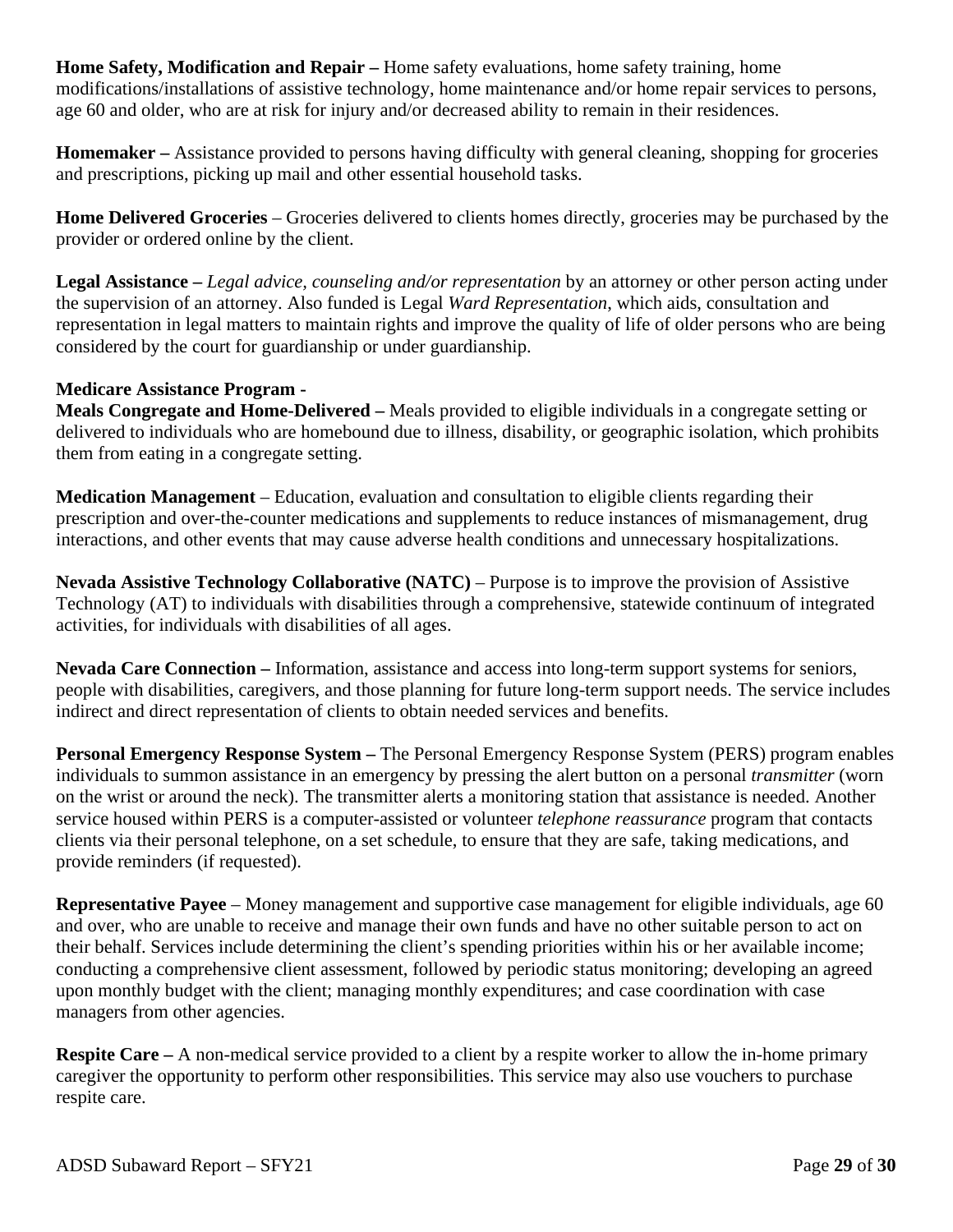**Home Safety, Modification and Repair –** Home safety evaluations, home safety training, home modifications/installations of assistive technology, home maintenance and/or home repair services to persons, age 60 and older, who are at risk for injury and/or decreased ability to remain in their residences.

**Homemaker –** Assistance provided to persons having difficulty with general cleaning, shopping for groceries and prescriptions, picking up mail and other essential household tasks.

**Home Delivered Groceries** – Groceries delivered to clients homes directly, groceries may be purchased by the provider or ordered online by the client.

**Legal Assistance –** *Legal advice, counseling and/or representation* by an attorney or other person acting under the supervision of an attorney. Also funded is Legal *Ward Representation,* which aids, consultation and representation in legal matters to maintain rights and improve the quality of life of older persons who are being considered by the court for guardianship or under guardianship.

**Medicare Assistance Program -**

**Meals Congregate and Home-Delivered –** Meals provided to eligible individuals in a congregate setting or delivered to individuals who are homebound due to illness, disability, or geographic isolation, which prohibits them from eating in a congregate setting.

**Medication Management** – Education, evaluation and consultation to eligible clients regarding their prescription and over-the-counter medications and supplements to reduce instances of mismanagement, drug interactions, and other events that may cause adverse health conditions and unnecessary hospitalizations.

**Nevada Assistive Technology Collaborative (NATC)** – Purpose is to improve the provision of Assistive Technology (AT) to individuals with disabilities through a comprehensive, statewide continuum of integrated activities, for individuals with disabilities of all ages.

**Nevada Care Connection –** Information, assistance and access into long-term support systems for seniors, people with disabilities, caregivers, and those planning for future long-term support needs. The service includes indirect and direct representation of clients to obtain needed services and benefits.

**Personal Emergency Response System –** The Personal Emergency Response System (PERS) program enables individuals to summon assistance in an emergency by pressing the alert button on a personal *transmitter* (worn on the wrist or around the neck). The transmitter alerts a monitoring station that assistance is needed. Another service housed within PERS is a computer-assisted or volunteer *telephone reassurance* program that contacts clients via their personal telephone, on a set schedule, to ensure that they are safe, taking medications, and provide reminders (if requested).

**Representative Payee** – Money management and supportive case management for eligible individuals, age 60 and over, who are unable to receive and manage their own funds and have no other suitable person to act on their behalf. Services include determining the client's spending priorities within his or her available income; conducting a comprehensive client assessment, followed by periodic status monitoring; developing an agreed upon monthly budget with the client; managing monthly expenditures; and case coordination with case managers from other agencies.

**Respite Care –** A non-medical service provided to a client by a respite worker to allow the in-home primary caregiver the opportunity to perform other responsibilities. This service may also use vouchers to purchase respite care.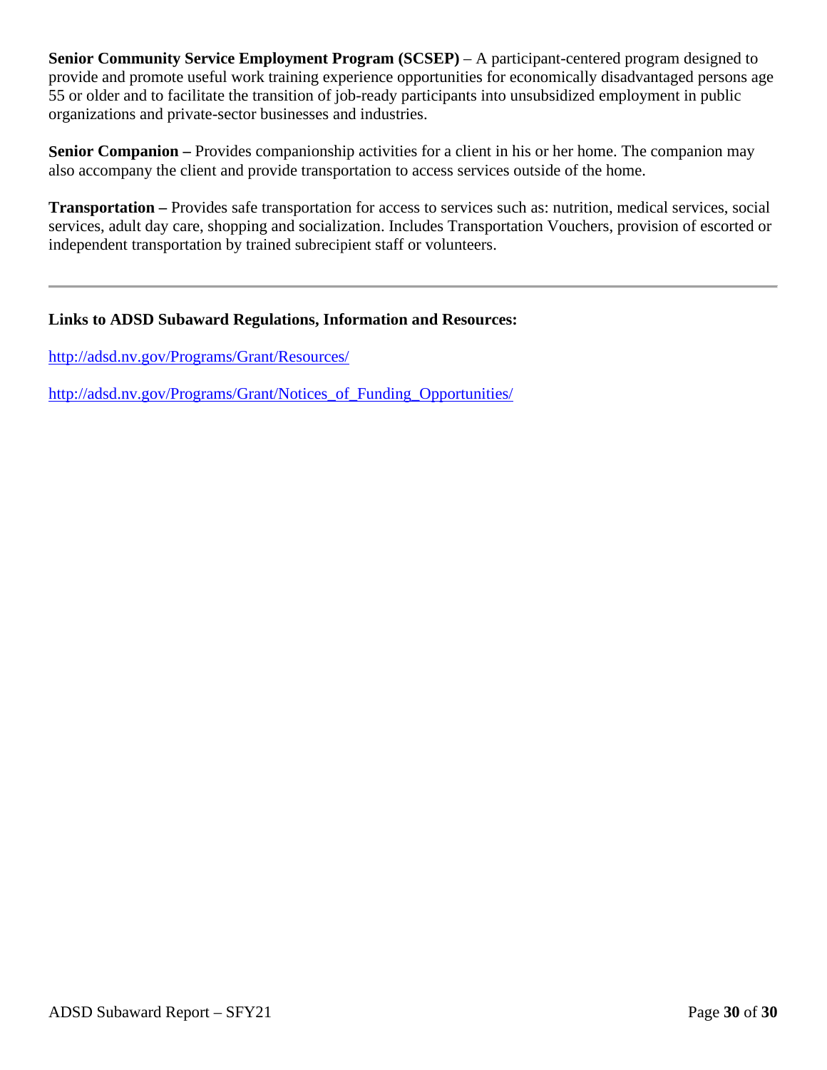**Senior Community Service Employment Program (SCSEP)** – A participant-centered program designed to provide and promote useful work training experience opportunities for economically disadvantaged persons age 55 or older and to facilitate the transition of job-ready participants into unsubsidized employment in public organizations and private-sector businesses and industries.

**Senior Companion –** Provides companionship activities for a client in his or her home. The companion may also accompany the client and provide transportation to access services outside of the home.

**Transportation –** Provides safe transportation for access to services such as: nutrition, medical services, social services, adult day care, shopping and socialization. Includes Transportation Vouchers, provision of escorted or independent transportation by trained subrecipient staff or volunteers.

---

**Links to ADSD Subaward Regulations, Information and Resources:**

http://adsd.nv.gov/Programs/Grant/Resources/

http://adsd.nv.gov/Programs/Grant/Notices_of_Funding_Opportunities/